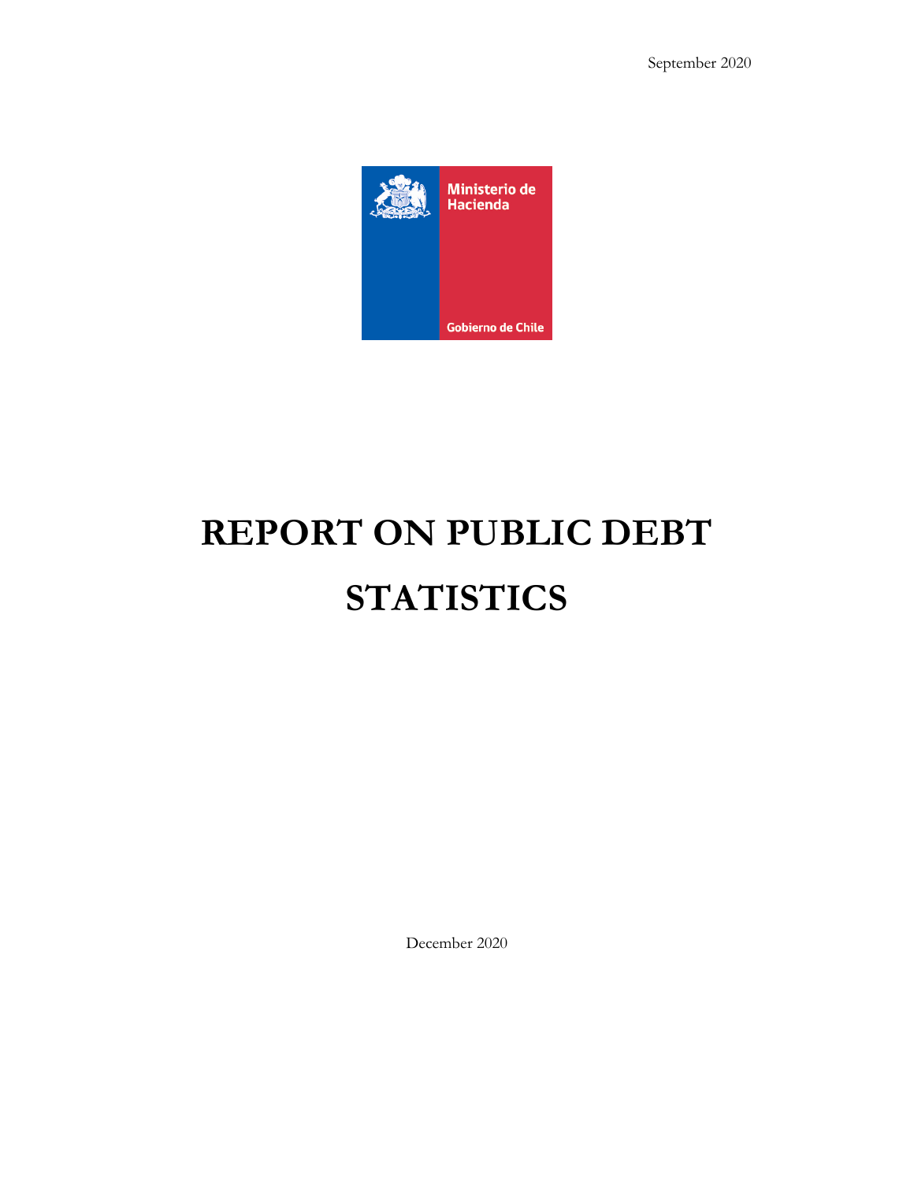September 2020

Ministerio de Hacienda

Gobierno de Chile

# REPORT ON PUBLIC DEBT STATISTICS

December 2020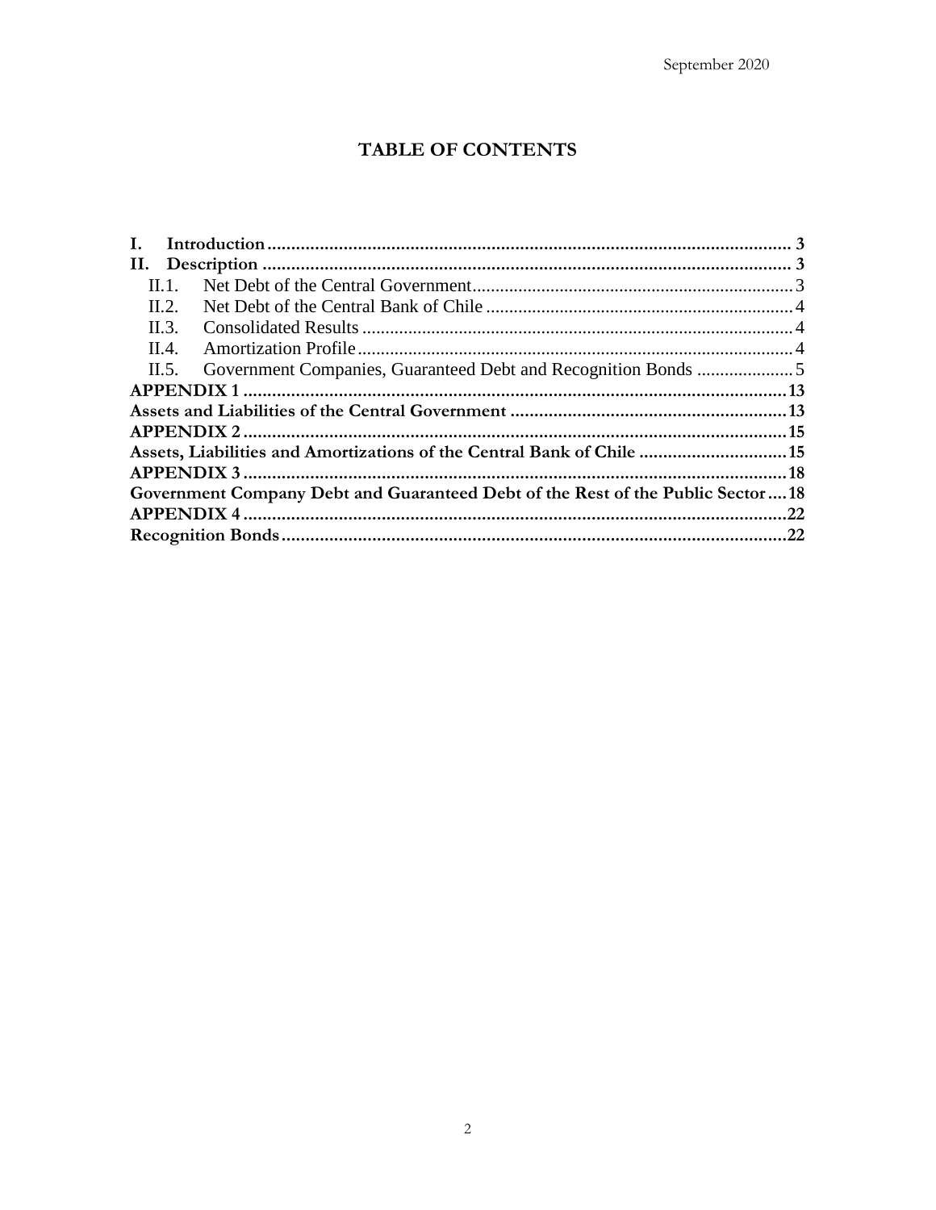# TABLE OF CONTENTS

**I. Introduction** ........................................................................................................ 3

**II. Description** ........................................................................................................ 3

II.1. Net Debt of the Central Government .................................................................. 3

II.2. Net Debt of the Central Bank of Chile ................................................................. 4

II.3. Consolidated Results ........................................................................................ 4

II.4. Amortization Profile .......................................................................................... 4

II.5. Government Companies, Guaranteed Debt and Recognition Bonds ..................... 5

**APPENDIX 1** ........................................................................................................ 13

**Assets and Liabilities of the Central Government** .................................................... 13

**APPENDIX 2** ........................................................................................................ 15

**Assets, Liabilities and Amortizations of the Central Bank of Chile** ............................ 15

**APPENDIX 3** ........................................................................................................ 18

**Government Company Debt and Guaranteed Debt of the Rest of the Public Sector** .... 18

**APPENDIX 4** ........................................................................................................ 22

**Recognition Bonds** ................................................................................................ 22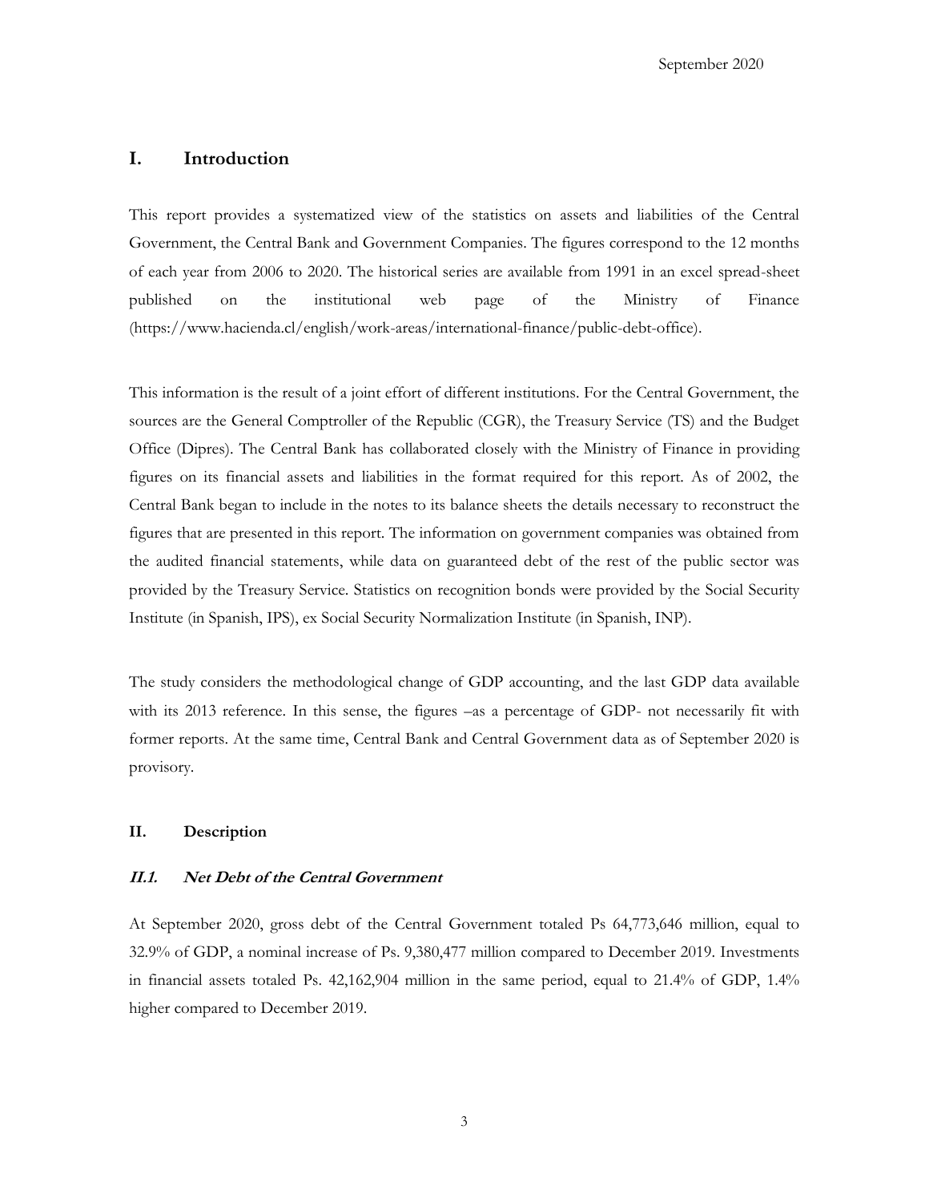## I. Introduction

This report provides a systematized view of the statistics on assets and liabilities of the Central Government, the Central Bank and Government Companies. The figures correspond to the 12 months of each year from 2006 to 2020. The historical series are available from 1991 in an excel spread-sheet published on the institutional web page of the Ministry of Finance (https://www.hacienda.cl/english/work-areas/international-finance/public-debt-office).

This information is the result of a joint effort of different institutions. For the Central Government, the sources are the General Comptroller of the Republic (CGR), the Treasury Service (TS) and the Budget Office (Dipres). The Central Bank has collaborated closely with the Ministry of Finance in providing figures on its financial assets and liabilities in the format required for this report. As of 2002, the Central Bank began to include in the notes to its balance sheets the details necessary to reconstruct the figures that are presented in this report. The information on government companies was obtained from the audited financial statements, while data on guaranteed debt of the rest of the public sector was provided by the Treasury Service. Statistics on recognition bonds were provided by the Social Security Institute (in Spanish, IPS), ex Social Security Normalization Institute (in Spanish, INP).

The study considers the methodological change of GDP accounting, and the last GDP data available with its 2013 reference. In this sense, the figures –as a percentage of GDP- not necessarily fit with former reports. At the same time, Central Bank and Central Government data as of September 2020 is provisory.

### II. Description

#### *II.1. Net Debt of the Central Government*

At September 2020, gross debt of the Central Government totaled Ps 64,773,646 million, equal to 32.9% of GDP, a nominal increase of Ps. 9,380,477 million compared to December 2019. Investments in financial assets totaled Ps. 42,162,904 million in the same period, equal to 21.4% of GDP, 1.4% higher compared to December 2019.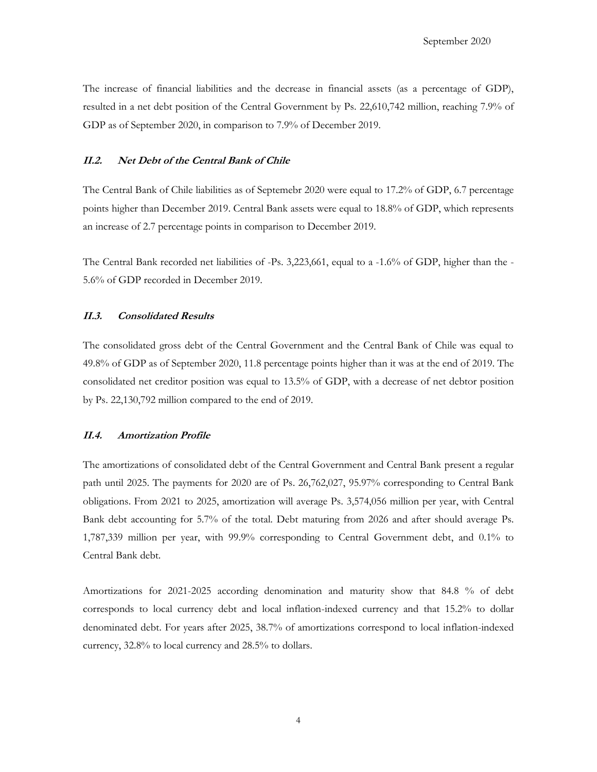The increase of financial liabilities and the decrease in financial assets (as a percentage of GDP), resulted in a net debt position of the Central Government by Ps. 22,610,742 million, reaching 7.9% of GDP as of September 2020, in comparison to 7.9% of December 2019.

### *II.2. Net Debt of the Central Bank of Chile*

The Central Bank of Chile liabilities as of Septemebr 2020 were equal to 17.2% of GDP, 6.7 percentage points higher than December 2019. Central Bank assets were equal to 18.8% of GDP, which represents an increase of 2.7 percentage points in comparison to December 2019.

The Central Bank recorded net liabilities of -Ps. 3,223,661, equal to a -1.6% of GDP, higher than the -5.6% of GDP recorded in December 2019.

### *II.3. Consolidated Results*

The consolidated gross debt of the Central Government and the Central Bank of Chile was equal to 49.8% of GDP as of September 2020, 11.8 percentage points higher than it was at the end of 2019. The consolidated net creditor position was equal to 13.5% of GDP, with a decrease of net debtor position by Ps. 22,130,792 million compared to the end of 2019.

### *II.4. Amortization Profile*

The amortizations of consolidated debt of the Central Government and Central Bank present a regular path until 2025. The payments for 2020 are of Ps. 26,762,027, 95.97% corresponding to Central Bank obligations. From 2021 to 2025, amortization will average Ps. 3,574,056 million per year, with Central Bank debt accounting for 5.7% of the total. Debt maturing from 2026 and after should average Ps. 1,787,339 million per year, with 99.9% corresponding to Central Government debt, and 0.1% to Central Bank debt.

Amortizations for 2021-2025 according denomination and maturity show that 84.8 % of debt corresponds to local currency debt and local inflation-indexed currency and that 15.2% to dollar denominated debt. For years after 2025, 38.7% of amortizations correspond to local inflation-indexed currency, 32.8% to local currency and 28.5% to dollars.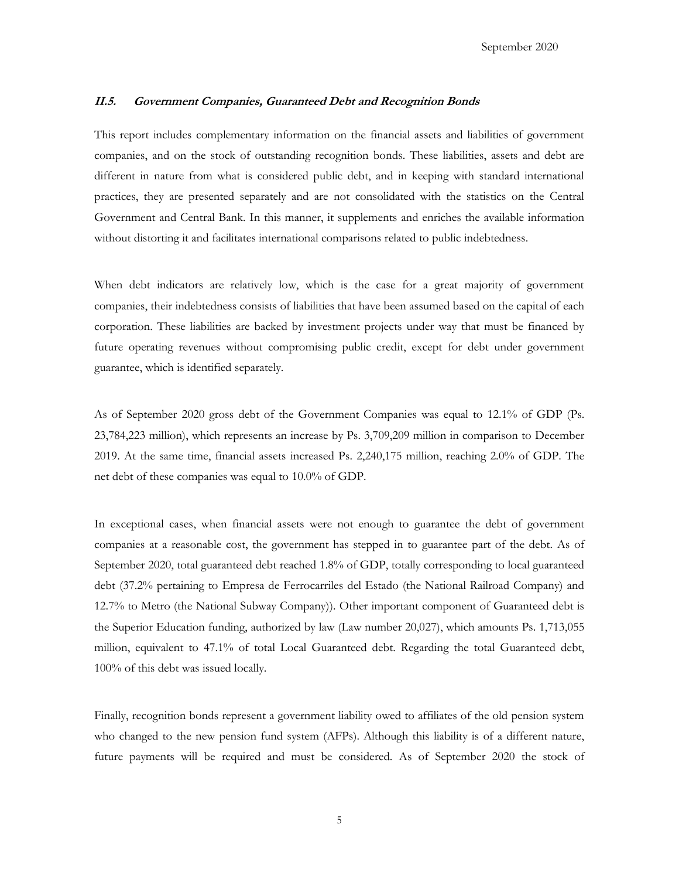### *II.5. Government Companies, Guaranteed Debt and Recognition Bonds*

This report includes complementary information on the financial assets and liabilities of government companies, and on the stock of outstanding recognition bonds. These liabilities, assets and debt are different in nature from what is considered public debt, and in keeping with standard international practices, they are presented separately and are not consolidated with the statistics on the Central Government and Central Bank. In this manner, it supplements and enriches the available information without distorting it and facilitates international comparisons related to public indebtedness.

When debt indicators are relatively low, which is the case for a great majority of government companies, their indebtedness consists of liabilities that have been assumed based on the capital of each corporation. These liabilities are backed by investment projects under way that must be financed by future operating revenues without compromising public credit, except for debt under government guarantee, which is identified separately.

As of September 2020 gross debt of the Government Companies was equal to 12.1% of GDP (Ps. 23,784,223 million), which represents an increase by Ps. 3,709,209 million in comparison to December 2019. At the same time, financial assets increased Ps. 2,240,175 million, reaching 2.0% of GDP. The net debt of these companies was equal to 10.0% of GDP.

In exceptional cases, when financial assets were not enough to guarantee the debt of government companies at a reasonable cost, the government has stepped in to guarantee part of the debt. As of September 2020, total guaranteed debt reached 1.8% of GDP, totally corresponding to local guaranteed debt (37.2% pertaining to Empresa de Ferrocarriles del Estado (the National Railroad Company) and 12.7% to Metro (the National Subway Company)). Other important component of Guaranteed debt is the Superior Education funding, authorized by law (Law number 20,027), which amounts Ps. 1,713,055 million, equivalent to 47.1% of total Local Guaranteed debt. Regarding the total Guaranteed debt, 100% of this debt was issued locally.

Finally, recognition bonds represent a government liability owed to affiliates of the old pension system who changed to the new pension fund system (AFPs). Although this liability is of a different nature, future payments will be required and must be considered. As of September 2020 the stock of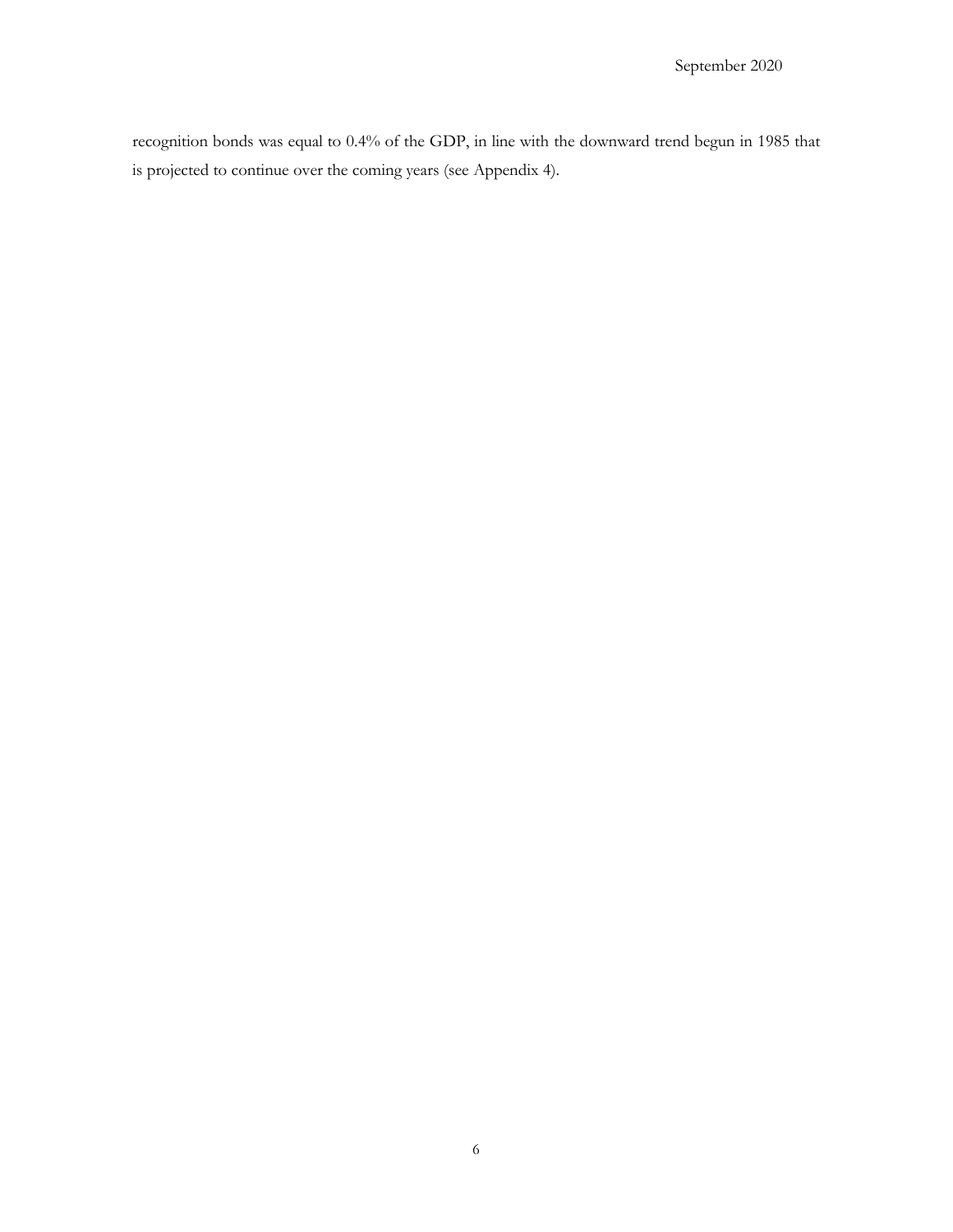recognition bonds was equal to 0.4% of the GDP, in line with the downward trend begun in 1985 that is projected to continue over the coming years (see Appendix 4).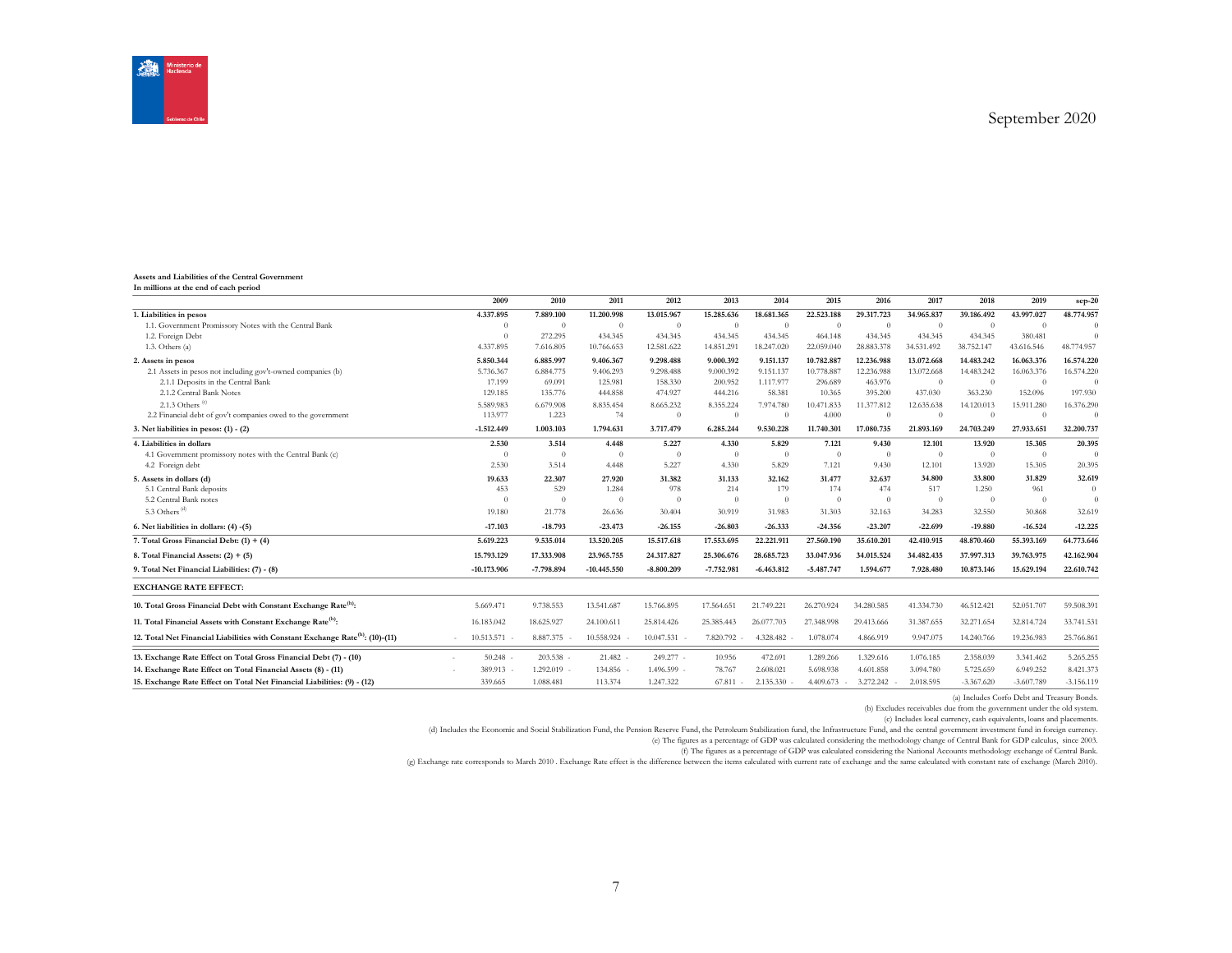**Assets and Liabilities of the Central Government**
**In millions at the end of each period**

| | 2009 | 2010 | 2011 | 2012 | 2013 | 2014 | 2015 | 2016 | 2017 | 2018 | 2019 | sep-20 |
|---|---|---|---|---|---|---|---|---|---|---|---|---|
| **1. Liabilities in pesos** | **4.337.895** | **7.889.100** | **11.200.998** | **13.015.967** | **15.285.636** | **18.681.365** | **22.523.188** | **29.317.723** | **34.965.837** | **39.186.492** | **43.997.027** | **48.774.957** |
| 1.1. Government Promissory Notes with the Central Bank | 0 | 0 | 0 | 0 | 0 | 0 | 0 | 0 | 0 | 0 | 0 | 0 |
| 1.2. Foreign Debt | 0 | 272.295 | 434.345 | 434.345 | 434.345 | 434.345 | 464.148 | 434.345 | 434.345 | 434.345 | 380.481 | 0 |
| 1.3. Others (a) | 4.337.895 | 7.616.805 | 10.766.653 | 12.581.622 | 14.851.291 | 18.247.020 | 22.059.040 | 28.883.378 | 34.531.492 | 38.752.147 | 43.616.546 | 48.774.957 |
| **2. Assets in pesos** | **5.850.344** | **6.885.997** | **9.406.367** | **9.298.488** | **9.000.392** | **9.151.137** | **10.782.887** | **12.236.988** | **13.072.668** | **14.483.242** | **16.063.376** | **16.574.220** |
| 2.1 Assets in pesos not including gov't-owned companies (b) | 5.736.367 | 6.884.775 | 9.406.293 | 9.298.488 | 9.000.392 | 9.151.137 | 10.778.887 | 12.236.988 | 13.072.668 | 14.483.242 | 16.063.376 | 16.574.220 |
| 2.1.1 Deposits in the Central Bank | 17.199 | 69.091 | 125.981 | 158.330 | 200.952 | 1.117.977 | 296.689 | 463.976 | 0 | 0 | 0 | 0 |
| 2.1.2 Central Bank Notes | 129.185 | 135.776 | 444.858 | 474.927 | 444.216 | 58.381 | 10.365 | 395.200 | 437.030 | 363.230 | 152.096 | 197.930 |
| 2.1.3 Others [c] | 5.589.983 | 6.679.908 | 8.835.454 | 8.665.232 | 8.355.224 | 7.974.780 | 10.471.833 | 11.377.812 | 12.635.638 | 14.120.013 | 15.911.280 | 16.376.290 |
| 2.2 Financial debt of gov't companies owed to the government | 113.977 | 1.223 | 74 | 0 | 0 | 0 | 4.000 | 0 | 0 | 0 | 0 | 0 |
| **3. Net liabilities in pesos: (1) - (2)** | **-1.512.449** | **1.003.103** | **1.794.631** | **3.717.479** | **6.285.244** | **9.530.228** | **11.740.301** | **17.080.735** | **21.893.169** | **24.703.249** | **27.933.651** | **32.200.737** |
| **4. Liabilities in dollars** | **2.530** | **3.514** | **4.448** | **5.227** | **4.330** | **5.829** | **7.121** | **9.430** | **12.101** | **13.920** | **15.305** | **20.395** |
| 4.1 Government promissory notes with the Central Bank (c) | 0 | 0 | 0 | 0 | 0 | 0 | 0 | 0 | 0 | 0 | 0 | 0 |
| 4.2 Foreign debt | 2.530 | 3.514 | 4.448 | 5.227 | 4.330 | 5.829 | 7.121 | 9.430 | 12.101 | 13.920 | 15.305 | 20.395 |
| **5. Assets in dollars (d)** | **19.633** | **22.307** | **27.920** | **31.382** | **31.133** | **32.162** | **31.477** | **32.637** | **34.800** | **33.800** | **31.829** | **32.619** |
| 5.1 Central Bank deposits | 453 | 529 | 1.284 | 978 | 214 | 179 | 174 | 474 | 517 | 1.250 | 961 | 0 |
| 5.2 Central Bank notes | 0 | 0 | 0 | 0 | 0 | 0 | 0 | 0 | 0 | 0 | 0 | 0 |
| 5.3 Others [d] | 19.180 | 21.778 | 26.636 | 30.404 | 30.919 | 31.983 | 31.303 | 32.163 | 34.283 | 32.550 | 30.868 | 32.619 |
| **6. Net liabilities in dollars: (4) -(5)** | **-17.103** | **-18.793** | **-23.473** | **-26.155** | **-26.803** | **-26.333** | **-24.356** | **-23.207** | **-22.699** | **-19.880** | **-16.524** | **-12.225** |
| **7. Total Gross Financial Debt: (1) + (4)** | **5.619.223** | **9.535.014** | **13.520.205** | **15.517.618** | **17.553.695** | **22.221.911** | **27.560.190** | **35.610.201** | **42.410.915** | **48.870.460** | **55.393.169** | **64.773.646** |
| **8. Total Financial Assets: (2) + (5)** | **15.793.129** | **17.333.908** | **23.965.755** | **24.317.827** | **25.306.676** | **28.685.723** | **33.047.936** | **34.015.524** | **34.482.435** | **37.997.313** | **39.763.975** | **42.162.904** |
| **9. Total Net Financial Liabilities: (7) - (8)** | **-10.173.906** | **-7.798.894** | **-10.445.550** | **-8.800.209** | **-7.752.981** | **-6.463.812** | **-5.487.747** | **1.594.677** | **7.928.480** | **10.873.146** | **15.629.194** | **22.610.742** |
| **EXCHANGE RATE EFFECT:** | | | | | | | | | | | | |
| **10. Total Gross Financial Debt with Constant Exchange Rate[b]:** | 5.669.471 | 9.738.553 | 13.541.687 | 15.766.895 | 17.564.651 | 21.749.221 | 26.270.924 | 34.280.585 | 41.334.730 | 46.512.421 | 52.051.707 | 59.508.391 |
| **11. Total Financial Assets with Constant Exchange Rate[b]:** | 16.183.042 | 18.625.927 | 24.100.611 | 25.814.426 | 25.385.443 | 26.077.703 | 27.348.998 | 29.413.666 | 31.387.655 | 32.271.654 | 32.814.724 | 33.741.531 |
| **12. Total Net Financial Liabilities with Constant Exchange Rate[b]: (10)-(11)** | -10.513.571 | -8.887.375 | -10.558.924 | -10.047.531 | -7.820.792 | -4.328.482 | -1.078.074 | 4.866.919 | 9.947.075 | 14.240.766 | 19.236.983 | 25.766.861 |
| **13. Exchange Rate Effect on Total Gross Financial Debt (7) - (10)** | -50.248 | -203.538 | -21.482 | -249.277 | -10.956 | 472.691 | 1.289.266 | 1.329.616 | 1.076.185 | 2.358.039 | 3.341.462 | 5.265.255 |
| **14. Exchange Rate Effect on Total Financial Assets (8) - (11)** | -389.913 | -1.292.019 | -134.856 | -1.496.599 | -78.767 | 2.608.021 | 5.698.938 | 4.601.858 | 3.094.780 | 5.725.659 | 6.949.252 | 8.421.373 |
| **15. Exchange Rate Effect on Total Net Financial Liabilities: (9) - (12)** | 339.665 | 1.088.481 | 113.374 | 1.247.322 | 67.811 | -2.135.330 | -4.409.673 | -3.272.242 | -2.018.595 | -3.367.620 | -3.607.789 | -3.156.119 |

(a) Includes Corfo Debt and Treasury Bonds.

(b) Excludes receivables due from the government under the old system.

(c) Includes local currency, cash equivalents, loans and placements.

(d) Includes the Economic and Social Stabilization Fund, the Pension Reserve Fund, the Petroleum Stabilization fund, the Infrastructure Fund, and the central government investment fund in foreign currency.

(e) The figures as a percentage of GDP was calculated considering the methodology change of Central Bank for GDP calculus, since 2003.

(f) The figures as a percentage of GDP was calculated considering the National Accounts methodology exchange of Central Bank.

(g) Exchange rate corresponds to March 2010 . Exchange Rate effect is the difference between the items calculated with current rate of exchange and the same calculated with constant rate of exchange (March 2010).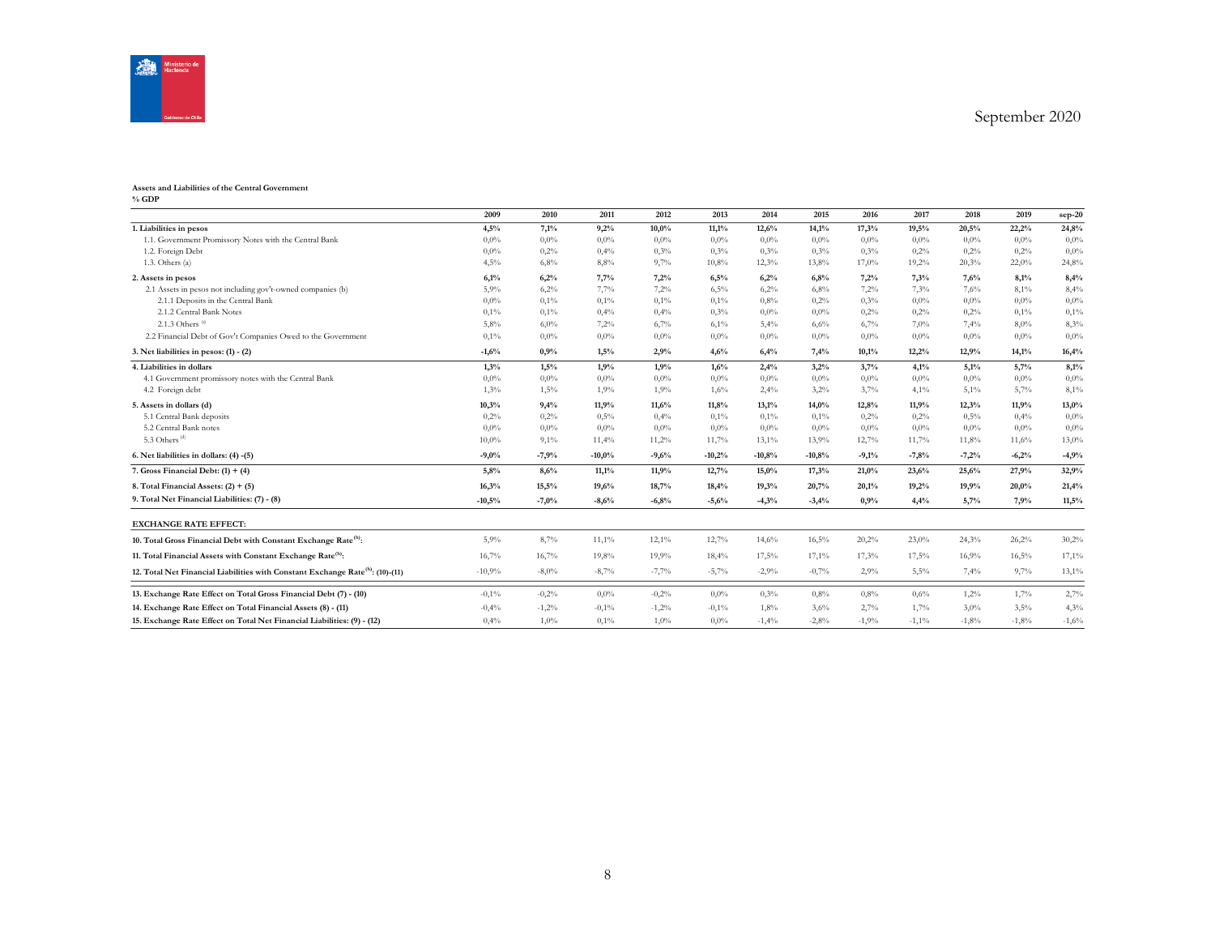September 2020

**Assets and Liabilities of the Central Government**
**% GDP**

| | 2009 | 2010 | 2011 | 2012 | 2013 | 2014 | 2015 | 2016 | 2017 | 2018 | 2019 | sep-20 |
|---|---|---|---|---|---|---|---|---|---|---|---|---|
| **1. Liabilities in pesos** | **4,5%** | **7,1%** | **9,2%** | **10,0%** | **11,1%** | **12,6%** | **14,1%** | **17,3%** | **19,5%** | **20,5%** | **22,2%** | **24,8%** |
| 1.1. Government Promissory Notes with the Central Bank | 0,0% | 0,0% | 0,0% | 0,0% | 0,0% | 0,0% | 0,0% | 0,0% | 0,0% | 0,0% | 0,0% | 0,0% |
| 1.2. Foreign Debt | 0,0% | 0,2% | 0,4% | 0,3% | 0,3% | 0,3% | 0,3% | 0,3% | 0,2% | 0,2% | 0,2% | 0,0% |
| 1.3. Others (a) | 4,5% | 6,8% | 8,8% | 9,7% | 10,8% | 12,3% | 13,8% | 17,0% | 19,2% | 20,3% | 22,0% | 24,8% |
| **2. Assets in pesos** | **6,1%** | **6,2%** | **7,7%** | **7,2%** | **6,5%** | **6,2%** | **6,8%** | **7,2%** | **7,3%** | **7,6%** | **8,1%** | **8,4%** |
| 2.1 Assets in pesos not including gov't-owned companies (b) | 5,9% | 6,2% | 7,7% | 7,2% | 6,5% | 6,2% | 6,8% | 7,2% | 7,3% | 7,6% | 8,1% | 8,4% |
| 2.1.1 Deposits in the Central Bank | 0,0% | 0,1% | 0,1% | 0,1% | 0,1% | 0,8% | 0,2% | 0,3% | 0,0% | 0,0% | 0,0% | 0,0% |
| 2.1.2 Central Bank Notes | 0,1% | 0,1% | 0,4% | 0,4% | 0,3% | 0,0% | 0,0% | 0,2% | 0,2% | 0,2% | 0,1% | 0,1% |
| 2.1.3 Others [c] | 5,8% | 6,0% | 7,2% | 6,7% | 6,1% | 5,4% | 6,6% | 6,7% | 7,0% | 7,4% | 8,0% | 8,3% |
| 2.2 Financial Debt of Gov't Companies Owed to the Government | 0,1% | 0,0% | 0,0% | 0,0% | 0,0% | 0,0% | 0,0% | 0,0% | 0,0% | 0,0% | 0,0% | 0,0% |
| **3. Net liabilities in pesos: (1) - (2)** | **-1,6%** | **0,9%** | **1,5%** | **2,9%** | **4,6%** | **6,4%** | **7,4%** | **10,1%** | **12,2%** | **12,9%** | **14,1%** | **16,4%** |
| **4. Liabilities in dollars** | **1,3%** | **1,5%** | **1,9%** | **1,9%** | **1,6%** | **2,4%** | **3,2%** | **3,7%** | **4,1%** | **5,1%** | **5,7%** | **8,1%** |
| 4.1 Government promissory notes with the Central Bank | 0,0% | 0,0% | 0,0% | 0,0% | 0,0% | 0,0% | 0,0% | 0,0% | 0,0% | 0,0% | 0,0% | 0,0% |
| 4.2 Foreign debt | 1,3% | 1,5% | 1,9% | 1,9% | 1,6% | 2,4% | 3,2% | 3,7% | 4,1% | 5,1% | 5,7% | 8,1% |
| **5. Assets in dollars (d)** | **10,3%** | **9,4%** | **11,9%** | **11,6%** | **11,8%** | **13,1%** | **14,0%** | **12,8%** | **11,9%** | **12,3%** | **11,9%** | **13,0%** |
| 5.1 Central Bank deposits | 0,2% | 0,2% | 0,5% | 0,4% | 0,1% | 0,1% | 0,1% | 0,2% | 0,2% | 0,5% | 0,4% | 0,0% |
| 5.2 Central Bank notes | 0,0% | 0,0% | 0,0% | 0,0% | 0,0% | 0,0% | 0,0% | 0,0% | 0,0% | 0,0% | 0,0% | 0,0% |
| 5.3 Others [d] | 10,0% | 9,1% | 11,4% | 11,2% | 11,7% | 13,1% | 13,9% | 12,7% | 11,7% | 11,8% | 11,6% | 13,0% |
| **6. Net liabilities in dollars: (4) -(5)** | **-9,0%** | **-7,9%** | **-10,0%** | **-9,6%** | **-10,2%** | **-10,8%** | **-10,8%** | **-9,1%** | **-7,8%** | **-7,2%** | **-6,2%** | **-4,9%** |
| **7. Gross Financial Debt: (1) + (4)** | **5,8%** | **8,6%** | **11,1%** | **11,9%** | **12,7%** | **15,0%** | **17,3%** | **21,0%** | **23,6%** | **25,6%** | **27,9%** | **32,9%** |
| **8. Total Financial Assets: (2) + (5)** | **16,3%** | **15,5%** | **19,6%** | **18,7%** | **18,4%** | **19,3%** | **20,7%** | **20,1%** | **19,2%** | **19,9%** | **20,0%** | **21,4%** |
| **9. Total Net Financial Liabilities: (7) - (8)** | **-10,5%** | **-7,0%** | **-8,6%** | **-6,8%** | **-5,6%** | **-4,3%** | **-3,4%** | **0,9%** | **4,4%** | **5,7%** | **7,9%** | **11,5%** |
| **EXCHANGE RATE EFFECT:** | | | | | | | | | | | | |
| **10. Total Gross Financial Debt with Constant Exchange Rate[h]:** | 5,9% | 8,7% | 11,1% | 12,1% | 12,7% | 14,6% | 16,5% | 20,2% | 23,0% | 24,3% | 26,2% | 30,2% |
| **11. Total Financial Assets with Constant Exchange Rate[h]:** | 16,7% | 16,7% | 19,8% | 19,9% | 18,4% | 17,5% | 17,1% | 17,3% | 17,5% | 16,9% | 16,5% | 17,1% |
| **12. Total Net Financial Liabilities with Constant Exchange Rate[h]: (10)-(11)** | -10,9% | -8,0% | -8,7% | -7,7% | -5,7% | -2,9% | -0,7% | 2,9% | 5,5% | 7,4% | 9,7% | 13,1% |
| **13. Exchange Rate Effect on Total Gross Financial Debt (7) - (10)** | -0,1% | -0,2% | 0,0% | -0,2% | 0,0% | 0,3% | 0,8% | 0,8% | 0,6% | 1,2% | 1,7% | 2,7% |
| **14. Exchange Rate Effect on Total Financial Assets (8) - (11)** | -0,4% | -1,2% | -0,1% | -1,2% | -0,1% | 1,8% | 3,6% | 2,7% | 1,7% | 3,0% | 3,5% | 4,3% |
| **15. Exchange Rate Effect on Total Net Financial Liabilities: (9) - (12)** | 0,4% | 1,0% | 0,1% | 1,0% | 0,0% | -1,4% | -2,8% | -1,9% | -1,1% | -1,8% | -1,8% | -1,6% |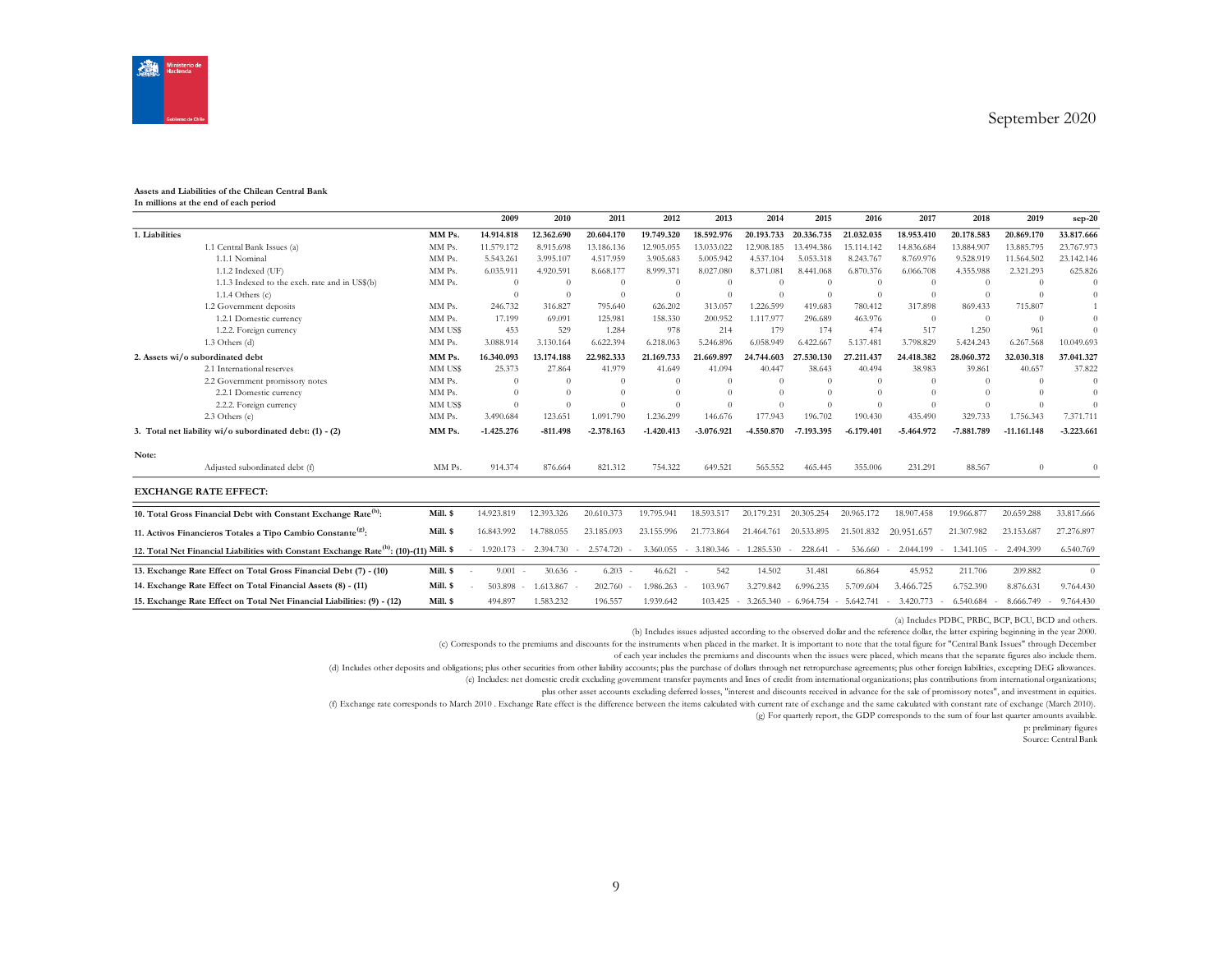September 2020

**Assets and Liabilities of the Chilean Central Bank**
**In millions at the end of each period**

| | | 2009 | 2010 | 2011 | 2012 | 2013 | 2014 | 2015 | 2016 | 2017 | 2018 | 2019 | sep-20 |
|---|---|---|---|---|---|---|---|---|---|---|---|---|---|
| **1. Liabilities** | **MM Ps.** | **14.914.818** | **12.362.690** | **20.604.170** | **19.749.320** | **18.592.976** | **20.193.733** | **20.336.735** | **21.032.035** | **18.953.410** | **20.178.583** | **20.869.170** | **33.817.666** |
| 1.1 Central Bank Issues (a) | MM Ps. | 11.579.172 | 8.915.698 | 13.186.136 | 12.905.055 | 13.033.022 | 12.908.185 | 13.494.386 | 15.114.142 | 14.836.684 | 13.884.907 | 13.885.795 | 23.767.973 |
| 1.1.1 Nominal | MM Ps. | 5.543.261 | 3.995.107 | 4.517.959 | 3.905.683 | 5.005.942 | 4.537.104 | 5.053.318 | 8.243.767 | 8.769.976 | 9.528.919 | 11.564.502 | 23.142.146 |
| 1.1.2 Indexed (UF) | MM Ps. | 6.035.911 | 4.920.591 | 8.668.177 | 8.999.371 | 8.027.080 | 8.371.081 | 8.441.068 | 6.870.376 | 6.066.708 | 4.355.988 | 2.321.293 | 625.826 |
| 1.1.3 Indexed to the exch. rate and in US$(b) | MM Ps. | 0 | 0 | 0 | 0 | 0 | 0 | 0 | 0 | 0 | 0 | 0 | 0 |
| 1.1.4 Others (c) | | 0 | 0 | 0 | 0 | 0 | 0 | 0 | 0 | 0 | 0 | 0 | 0 |
| 1.2 Government deposits | MM Ps. | 246.732 | 316.827 | 795.640 | 626.202 | 313.057 | 1.226.599 | 419.683 | 780.412 | 317.898 | 869.433 | 715.807 | 1 |
| 1.2.1 Domestic currency | MM Ps. | 17.199 | 69.091 | 125.981 | 158.330 | 200.952 | 1.117.977 | 296.689 | 463.976 | 0 | 0 | 0 | 0 |
| 1.2.2. Foreign currency | MM US$ | 453 | 529 | 1.284 | 978 | 214 | 179 | 174 | 474 | 517 | 1.250 | 961 | 0 |
| 1.3 Others (d) | MM Ps. | 3.088.914 | 3.130.164 | 6.622.394 | 6.218.063 | 5.246.896 | 6.058.949 | 6.422.667 | 5.137.481 | 3.798.829 | 5.424.243 | 6.267.568 | 10.049.693 |
| **2. Assets w/o subordinated debt** | **MM Ps.** | **16.340.093** | **13.174.188** | **22.982.333** | **21.169.733** | **21.669.897** | **24.744.603** | **27.530.130** | **27.211.437** | **24.418.382** | **28.060.372** | **32.030.318** | **37.041.327** |
| 2.1 International reserves | MM US$ | 25.373 | 27.864 | 41.979 | 41.649 | 41.094 | 40.447 | 38.643 | 40.494 | 38.983 | 39.861 | 40.657 | 37.822 |
| 2.2 Government promissory notes | MM Ps. | 0 | 0 | 0 | 0 | 0 | 0 | 0 | 0 | 0 | 0 | 0 | 0 |
| 2.2.1 Domestic currency | MM Ps. | 0 | 0 | 0 | 0 | 0 | 0 | 0 | 0 | 0 | 0 | 0 | 0 |
| 2.2.2. Foreign currency | MM US$ | 0 | 0 | 0 | 0 | 0 | 0 | 0 | 0 | 0 | 0 | 0 | 0 |
| 2.3 Others (e) | MM Ps. | 3.490.684 | 123.651 | 1.091.790 | 1.236.299 | 146.676 | 177.943 | 196.702 | 190.430 | 435.490 | 329.733 | 1.756.343 | 7.371.711 |
| **3. Total net liability w/o subordinated debt: (1) - (2)** | **MM Ps.** | **-1.425.276** | **-811.498** | **-2.378.163** | **-1.420.413** | **-3.076.921** | **-4.550.870** | **-7.193.395** | **-6.179.401** | **-5.464.972** | **-7.881.789** | **-11.161.148** | **-3.223.661** |
| **Note:** | | | | | | | | | | | | | |
| Adjusted subordinated debt (f) | MM Ps. | 914.374 | 876.664 | 821.312 | 754.322 | 649.521 | 565.552 | 465.445 | 355.006 | 231.291 | 88.567 | 0 | 0 |

**EXCHANGE RATE EFFECT:**

| | | 2009 | 2010 | 2011 | 2012 | 2013 | 2014 | 2015 | 2016 | 2017 | 2018 | 2019 | sep-20 |
|---|---|---|---|---|---|---|---|---|---|---|---|---|---|
| **10. Total Gross Financial Debt with Constant Exchange Rate[h]:** | **Mill. $** | 14.923.819 | 12.393.326 | 20.610.373 | 19.795.941 | 18.593.517 | 20.179.231 | 20.305.254 | 20.965.172 | 18.907.458 | 19.966.877 | 20.659.288 | 33.817.666 |
| **11. Activos Financieros Totales a Tipo Cambio Constante[g]:** | **Mill. $** | 16.843.992 | 14.788.055 | 23.185.093 | 23.155.996 | 21.773.864 | 21.464.761 | 20.533.895 | 21.501.832 | 20.951.657 | 21.307.982 | 23.153.687 | 27.276.897 |
| **12. Total Net Financial Liabilities with Constant Exchange Rate[h]: (10)-(11)** | **Mill. $** | -1.920.173 | -2.394.730 | -2.574.720 | -3.360.055 | -3.180.346 | -1.285.530 | -228.641 | -536.660 | -2.044.199 | -1.341.105 | -2.494.399 | 6.540.769 |
| **13. Exchange Rate Effect on Total Gross Financial Debt (7) - (10)** | **Mill. $** | -9.001 | -30.636 | -6.203 | -46.621 | -542 | 14.502 | 31.481 | 66.864 | 45.952 | 211.706 | 209.882 | 0 |
| **14. Exchange Rate Effect on Total Financial Assets (8) - (11)** | **Mill. $** | -503.898 | -1.613.867 | -202.760 | -1.986.263 | 103.967 | 3.279.842 | 6.996.235 | 5.709.604 | 3.466.725 | 6.752.390 | 8.876.631 | 9.764.430 |
| **15. Exchange Rate Effect on Total Net Financial Liabilities: (9) - (12)** | **Mill. $** | 494.897 | 1.583.232 | 196.557 | 1.939.642 | -103.425 | -3.265.340 | -6.964.754 | -5.642.741 | -3.420.773 | -6.540.684 | -8.666.749 | -9.764.430 |

(a) Includes PDBC, PRBC, BCP, BCU, BCD and others.

(b) Includes issues adjusted according to the observed dollar and the reference dollar, the latter expiring beginning in the year 2000.

(c) Corresponds to the premiums and discounts for the instruments when placed in the market. It is important to note that the total figure for "Central Bank Issues" through December of each year includes the premiums and discounts when the issues were placed, which means that the separate figures also include them.

(d) Includes other deposits and obligations; plus other securities from other liability accounts; plus the purchase of dollars through net retropurchase agreements; plus other foreign liabilities, excepting DEG allowances.

(e) Includes: net domestic credit excluding government transfer payments and lines of credit from international organizations; plus contributions from international organizations; plus other asset accounts excluding deferred losses, "interest and discounts received in advance for the sale of promissory notes", and investment in equities.

(f) Exchange rate corresponds to March 2010 . Exchange Rate effect is the difference between the items calculated with current rate of exchange and the same calculated with constant rate of exchange (March 2010).

(g) For quarterly report, the GDP corresponds to the sum of four last quarter amounts available.

p: preliminary figures

Source: Central Bank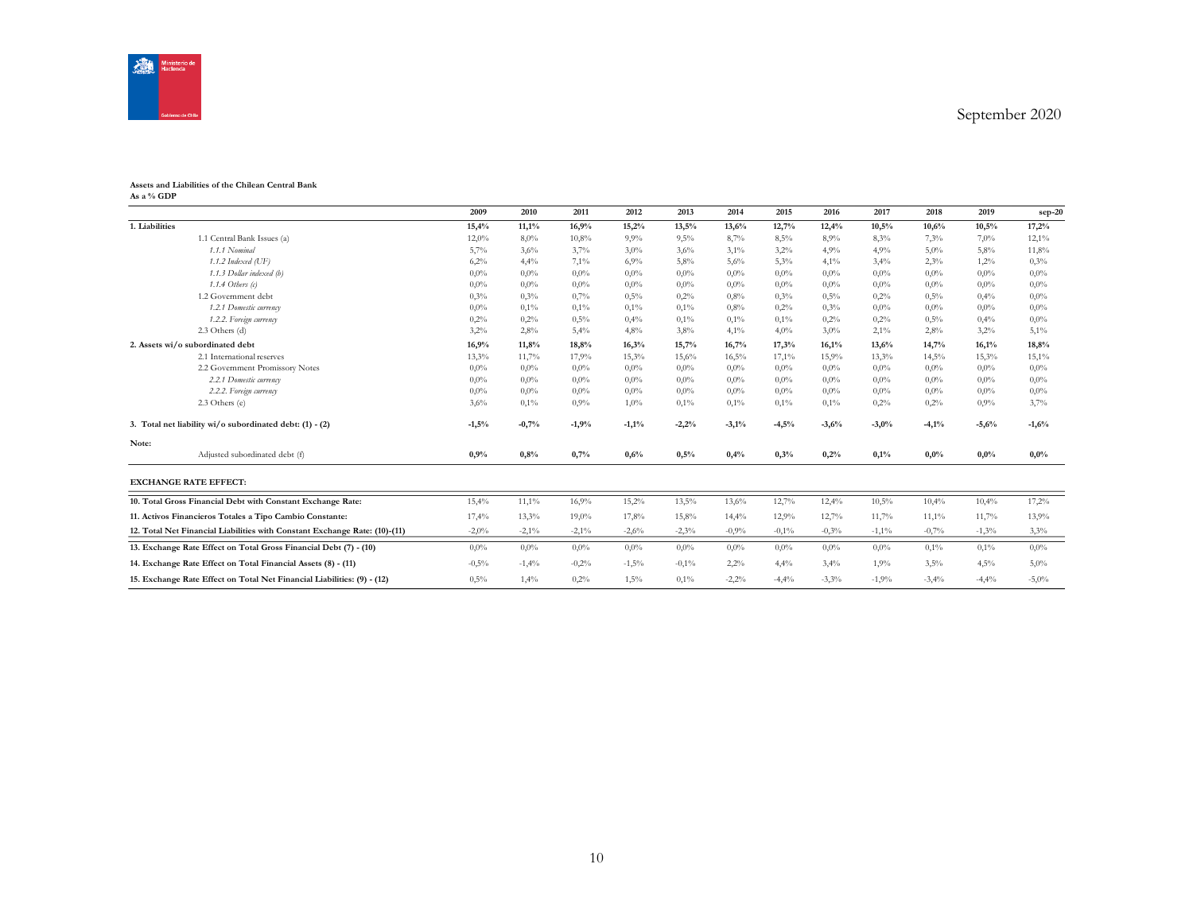September 2020

**Assets and Liabilities of the Chilean Central Bank**
**As a % GDP**

| | 2009 | 2010 | 2011 | 2012 | 2013 | 2014 | 2015 | 2016 | 2017 | 2018 | 2019 | sep-20 |
|---|---|---|---|---|---|---|---|---|---|---|---|---|
| **1. Liabilities** | **15,4%** | **11,1%** | **16,9%** | **15,2%** | **13,5%** | **13,6%** | **12,7%** | **12,4%** | **10,5%** | **10,6%** | **10,5%** | **17,2%** |
| 1.1 Central Bank Issues (a) | 12,0% | 8,0% | 10,8% | 9,9% | 9,5% | 8,7% | 8,5% | 8,9% | 8,3% | 7,3% | 7,0% | 12,1% |
| *1.1.1 Nominal* | 5,7% | 3,6% | 3,7% | 3,0% | 3,6% | 3,1% | 3,2% | 4,9% | 4,9% | 5,0% | 5,8% | 11,8% |
| *1.1.2 Indexed (UF)* | 6,2% | 4,4% | 7,1% | 6,9% | 5,8% | 5,6% | 5,3% | 4,1% | 3,4% | 2,3% | 1,2% | 0,3% |
| *1.1.3 Dollar indexed (b)* | 0,0% | 0,0% | 0,0% | 0,0% | 0,0% | 0,0% | 0,0% | 0,0% | 0,0% | 0,0% | 0,0% | 0,0% |
| *1.1.4 Others (c)* | 0,0% | 0,0% | 0,0% | 0,0% | 0,0% | 0,0% | 0,0% | 0,0% | 0,0% | 0,0% | 0,0% | 0,0% |
| 1.2 Government debt | 0,3% | 0,3% | 0,7% | 0,5% | 0,2% | 0,8% | 0,3% | 0,5% | 0,2% | 0,5% | 0,4% | 0,0% |
| *1.2.1 Domestic currency* | 0,0% | 0,1% | 0,1% | 0,1% | 0,1% | 0,8% | 0,2% | 0,3% | 0,0% | 0,0% | 0,0% | 0,0% |
| *1.2.2. Foreign currency* | 0,2% | 0,2% | 0,5% | 0,4% | 0,1% | 0,1% | 0,1% | 0,2% | 0,2% | 0,5% | 0,4% | 0,0% |
| 2.3 Others (d) | 3,2% | 2,8% | 5,4% | 4,8% | 3,8% | 4,1% | 4,0% | 3,0% | 2,1% | 2,8% | 3,2% | 5,1% |
| **2. Assets wi/o subordinated debt** | **16,9%** | **11,8%** | **18,8%** | **16,3%** | **15,7%** | **16,7%** | **17,3%** | **16,1%** | **13,6%** | **14,7%** | **16,1%** | **18,8%** |
| 2.1 International reserves | 13,3% | 11,7% | 17,9% | 15,3% | 15,6% | 16,5% | 17,1% | 15,9% | 13,3% | 14,5% | 15,3% | 15,1% |
| 2.2 Government Promissory Notes | 0,0% | 0,0% | 0,0% | 0,0% | 0,0% | 0,0% | 0,0% | 0,0% | 0,0% | 0,0% | 0,0% | 0,0% |
| *2.2.1 Domestic currency* | 0,0% | 0,0% | 0,0% | 0,0% | 0,0% | 0,0% | 0,0% | 0,0% | 0,0% | 0,0% | 0,0% | 0,0% |
| *2.2.2. Foreign currency* | 0,0% | 0,0% | 0,0% | 0,0% | 0,0% | 0,0% | 0,0% | 0,0% | 0,0% | 0,0% | 0,0% | 0,0% |
| 2.3 Others (e) | 3,6% | 0,1% | 0,9% | 1,0% | 0,1% | 0,1% | 0,1% | 0,1% | 0,2% | 0,2% | 0,9% | 3,7% |
| **3. Total net liability wi/o subordinated debt: (1) - (2)** | **-1,5%** | **-0,7%** | **-1,9%** | **-1,1%** | **-2,2%** | **-3,1%** | **-4,5%** | **-3,6%** | **-3,0%** | **-4,1%** | **-5,6%** | **-1,6%** |
| **Note:** | | | | | | | | | | | | |
| Adjusted subordinated debt (f) | **0,9%** | **0,8%** | **0,7%** | **0,6%** | **0,5%** | **0,4%** | **0,3%** | **0,2%** | **0,1%** | **0,0%** | **0,0%** | **0,0%** |
| **EXCHANGE RATE EFFECT:** | | | | | | | | | | | | |
| **10. Total Gross Financial Debt with Constant Exchange Rate:** | 15,4% | 11,1% | 16,9% | 15,2% | 13,5% | 13,6% | 12,7% | 12,4% | 10,5% | 10,4% | 10,4% | 17,2% |
| **11. Activos Financieros Totales a Tipo Cambio Constante:** | 17,4% | 13,3% | 19,0% | 17,8% | 15,8% | 14,4% | 12,9% | 12,7% | 11,7% | 11,1% | 11,7% | 13,9% |
| **12. Total Net Financial Liabilities with Constant Exchange Rate: (10)-(11)** | -2,0% | -2,1% | -2,1% | -2,6% | -2,3% | -0,9% | -0,1% | -0,3% | -1,1% | -0,7% | -1,3% | 3,3% |
| **13. Exchange Rate Effect on Total Gross Financial Debt (7) - (10)** | 0,0% | 0,0% | 0,0% | 0,0% | 0,0% | 0,0% | 0,0% | 0,0% | 0,0% | 0,1% | 0,1% | 0,0% |
| **14. Exchange Rate Effect on Total Financial Assets (8) - (11)** | -0,5% | -1,4% | -0,2% | -1,5% | -0,1% | 2,2% | 4,4% | 3,4% | 1,9% | 3,5% | 4,5% | 5,0% |
| **15. Exchange Rate Effect on Total Net Financial Liabilities: (9) - (12)** | 0,5% | 1,4% | 0,2% | 1,5% | 0,1% | -2,2% | -4,4% | -3,3% | -1,9% | -3,4% | -4,4% | -5,0% |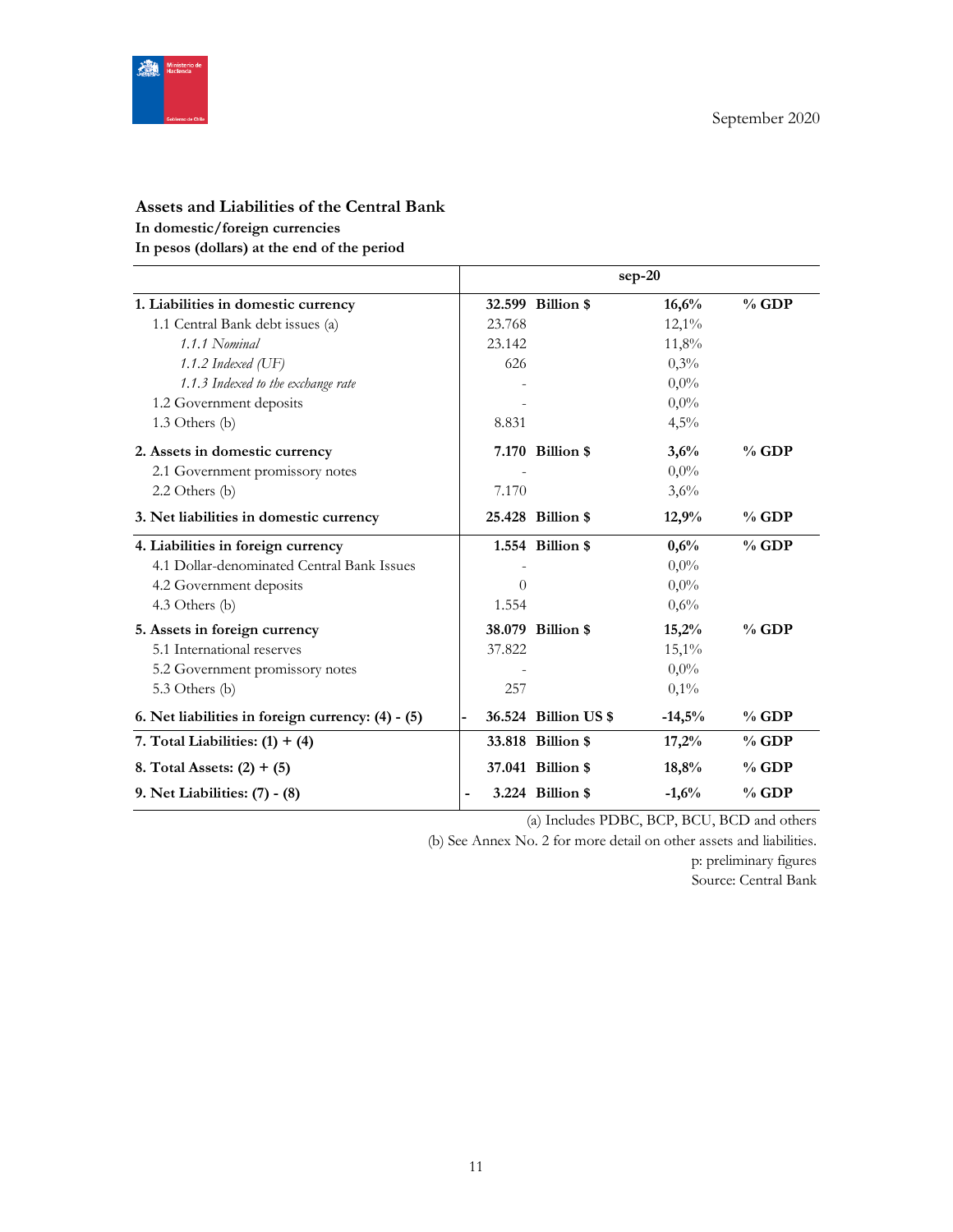September 2020

### Assets and Liabilities of the Central Bank
**In domestic/foreign currencies**
**In pesos (dollars) at the end of the period**

| | sep-20 | | | |
|---|---|---|---|---|
| **1. Liabilities in domestic currency** | **32.599** | **Billion $** | **16,6%** | **% GDP** |
| 1.1 Central Bank debt issues (a) | 23.768 | | 12,1% | |
| *1.1.1 Nominal* | 23.142 | | 11,8% | |
| *1.1.2 Indexed (UF)* | 626 | | 0,3% | |
| *1.1.3 Indexed to the exchange rate* | - | | 0,0% | |
| 1.2 Government deposits | - | | 0,0% | |
| 1.3 Others (b) | 8.831 | | 4,5% | |
| **2. Assets in domestic currency** | **7.170** | **Billion $** | **3,6%** | **% GDP** |
| 2.1 Government promissory notes | - | | 0,0% | |
| 2.2 Others (b) | 7.170 | | 3,6% | |
| **3. Net liabilities in domestic currency** | **25.428** | **Billion $** | **12,9%** | **% GDP** |
| **4. Liabilities in foreign currency** | **1.554** | **Billion $** | **0,6%** | **% GDP** |
| 4.1 Dollar-denominated Central Bank Issues | - | | 0,0% | |
| 4.2 Government deposits | 0 | | 0,0% | |
| 4.3 Others (b) | 1.554 | | 0,6% | |
| **5. Assets in foreign currency** | **38.079** | **Billion $** | **15,2%** | **% GDP** |
| 5.1 International reserves | 37.822 | | 15,1% | |
| 5.2 Government promissory notes | - | | 0,0% | |
| 5.3 Others (b) | 257 | | 0,1% | |
| **6. Net liabilities in foreign currency: (4) - (5)** | **- 36.524** | **Billion US $** | **-14,5%** | **% GDP** |
| **7. Total Liabilities: (1) + (4)** | **33.818** | **Billion $** | **17,2%** | **% GDP** |
| **8. Total Assets: (2) + (5)** | **37.041** | **Billion $** | **18,8%** | **% GDP** |
| **9. Net Liabilities: (7) - (8)** | **- 3.224** | **Billion $** | **-1,6%** | **% GDP** |

(a) Includes PDBC, BCP, BCU, BCD and others

(b) See Annex No. 2 for more detail on other assets and liabilities.

p: preliminary figures

Source: Central Bank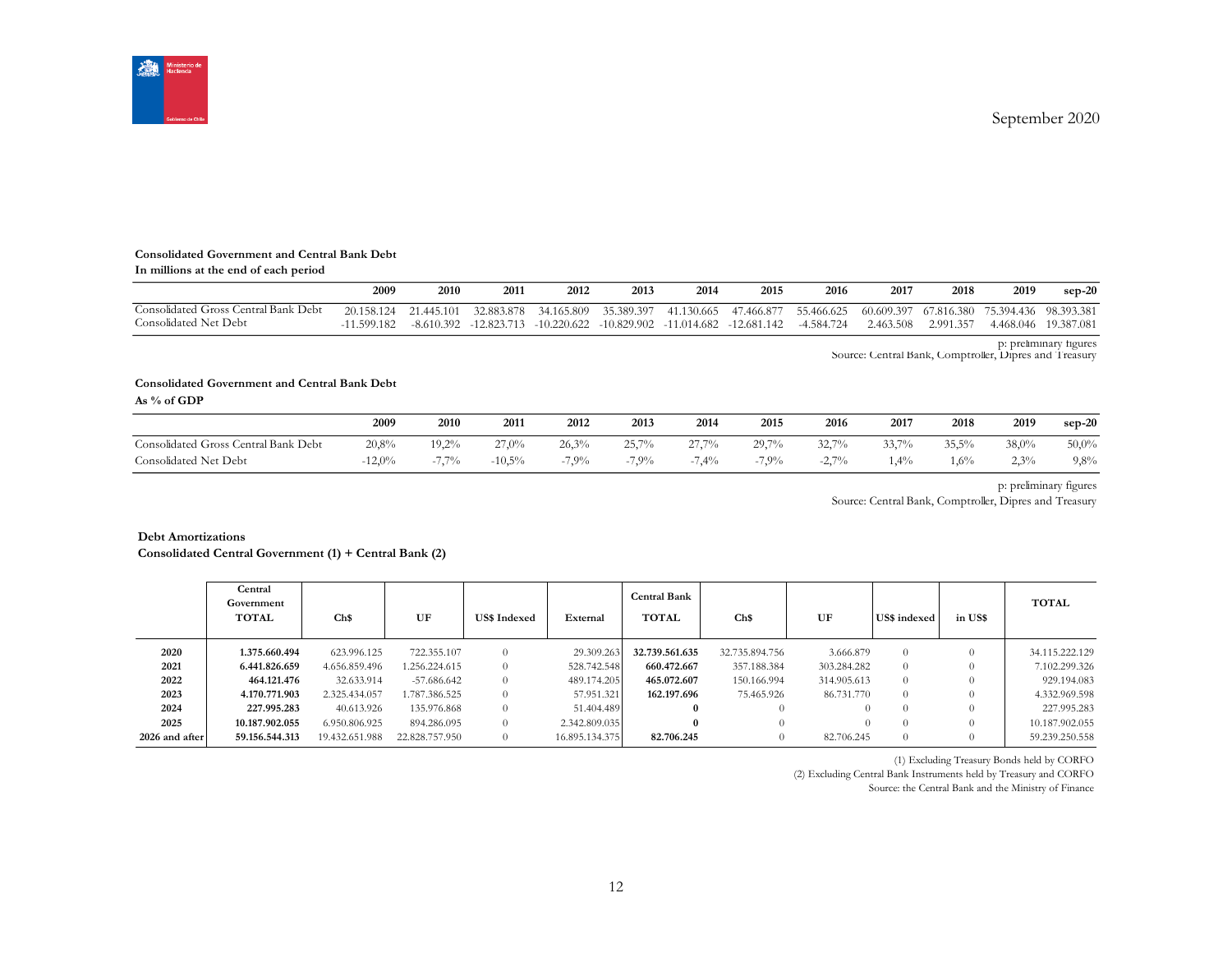**Consolidated Government and Central Bank Debt**
**In millions at the end of each period**

| | 2009 | 2010 | 2011 | 2012 | 2013 | 2014 | 2015 | 2016 | 2017 | 2018 | 2019 | sep-20 |
|---|---|---|---|---|---|---|---|---|---|---|---|---|
| Consolidated Gross Central Bank Debt | 20.158.124 | 21.445.101 | 32.883.878 | 34.165.809 | 35.389.397 | 41.130.665 | 47.466.877 | 55.466.625 | 60.609.397 | 67.816.380 | 75.394.436 | 98.393.381 |
| Consolidated Net Debt | -11.599.182 | -8.610.392 | -12.823.713 | -10.220.622 | -10.829.902 | -11.014.682 | -12.681.142 | -4.584.724 | 2.463.508 | 2.991.357 | 4.468.046 | 19.387.081 |

p: preliminary figures
Source: Central Bank, Comptroller, Dipres and Treasury

**Consolidated Government and Central Bank Debt**
**As % of GDP**

| | 2009 | 2010 | 2011 | 2012 | 2013 | 2014 | 2015 | 2016 | 2017 | 2018 | 2019 | sep-20 |
|---|---|---|---|---|---|---|---|---|---|---|---|---|
| Consolidated Gross Central Bank Debt | 20,8% | 19,2% | 27,0% | 26,3% | 25,7% | 27,7% | 29,7% | 32,7% | 33,7% | 35,5% | 38,0% | 50,0% |
| Consolidated Net Debt | -12,0% | -7,7% | -10,5% | -7,9% | -7,9% | -7,4% | -7,9% | -2,7% | 1,4% | 1,6% | 2,3% | 9,8% |

p: preliminary figures
Source: Central Bank, Comptroller, Dipres and Treasury

**Debt Amortizations**
**Consolidated Central Government (1) + Central Bank (2)**

| | Central Government TOTAL | Ch$ | UF | US$ Indexed | External | Central Bank TOTAL | Ch$ | UF | US$ indexed | in US$ | TOTAL |
|---|---|---|---|---|---|---|---|---|---|---|---|
| **2020** | **1.375.660.494** | 623.996.125 | 722.355.107 | 0 | 29.309.263 | **32.739.561.635** | 32.735.894.756 | 3.666.879 | 0 | 0 | 34.115.222.129 |
| **2021** | **6.441.826.659** | 4.656.859.496 | 1.256.224.615 | 0 | 528.742.548 | **660.472.667** | 357.188.384 | 303.284.282 | 0 | 0 | 7.102.299.326 |
| **2022** | **464.121.476** | 32.633.914 | -57.686.642 | 0 | 489.174.205 | **465.072.607** | 150.166.994 | 314.905.613 | 0 | 0 | 929.194.083 |
| **2023** | **4.170.771.903** | 2.325.434.057 | 1.787.386.525 | 0 | 57.951.321 | **162.197.696** | 75.465.926 | 86.731.770 | 0 | 0 | 4.332.969.598 |
| **2024** | **227.995.283** | 40.613.926 | 135.976.868 | 0 | 51.404.489 | **0** | 0 | 0 | 0 | 0 | 227.995.283 |
| **2025** | **10.187.902.055** | 6.950.806.925 | 894.286.095 | 0 | 2.342.809.035 | **0** | 0 | 0 | 0 | 0 | 10.187.902.055 |
| **2026 and after** | **59.156.544.313** | 19.432.651.988 | 22.828.757.950 | 0 | 16.895.134.375 | **82.706.245** | 0 | 82.706.245 | 0 | 0 | 59.239.250.558 |

(1) Excluding Treasury Bonds held by CORFO
(2) Excluding Central Bank Instruments held by Treasury and CORFO
Source: the Central Bank and the Ministry of Finance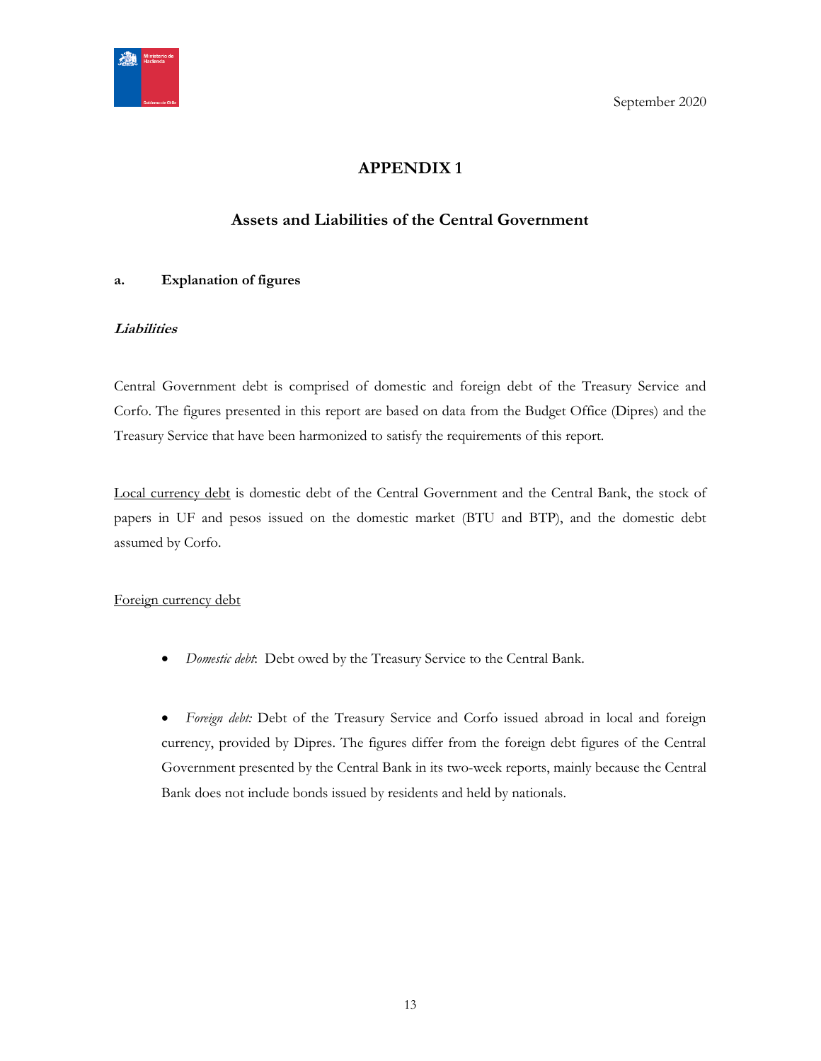# APPENDIX 1

## Assets and Liabilities of the Central Government

### a. Explanation of figures

***Liabilities***

Central Government debt is comprised of domestic and foreign debt of the Treasury Service and Corfo. The figures presented in this report are based on data from the Budget Office (Dipres) and the Treasury Service that have been harmonized to satisfy the requirements of this report.

Local currency debt is domestic debt of the Central Government and the Central Bank, the stock of papers in UF and pesos issued on the domestic market (BTU and BTP), and the domestic debt assumed by Corfo.

Foreign currency debt

- *Domestic debt*: Debt owed by the Treasury Service to the Central Bank.

- *Foreign debt:* Debt of the Treasury Service and Corfo issued abroad in local and foreign currency, provided by Dipres. The figures differ from the foreign debt figures of the Central Government presented by the Central Bank in its two-week reports, mainly because the Central Bank does not include bonds issued by residents and held by nationals.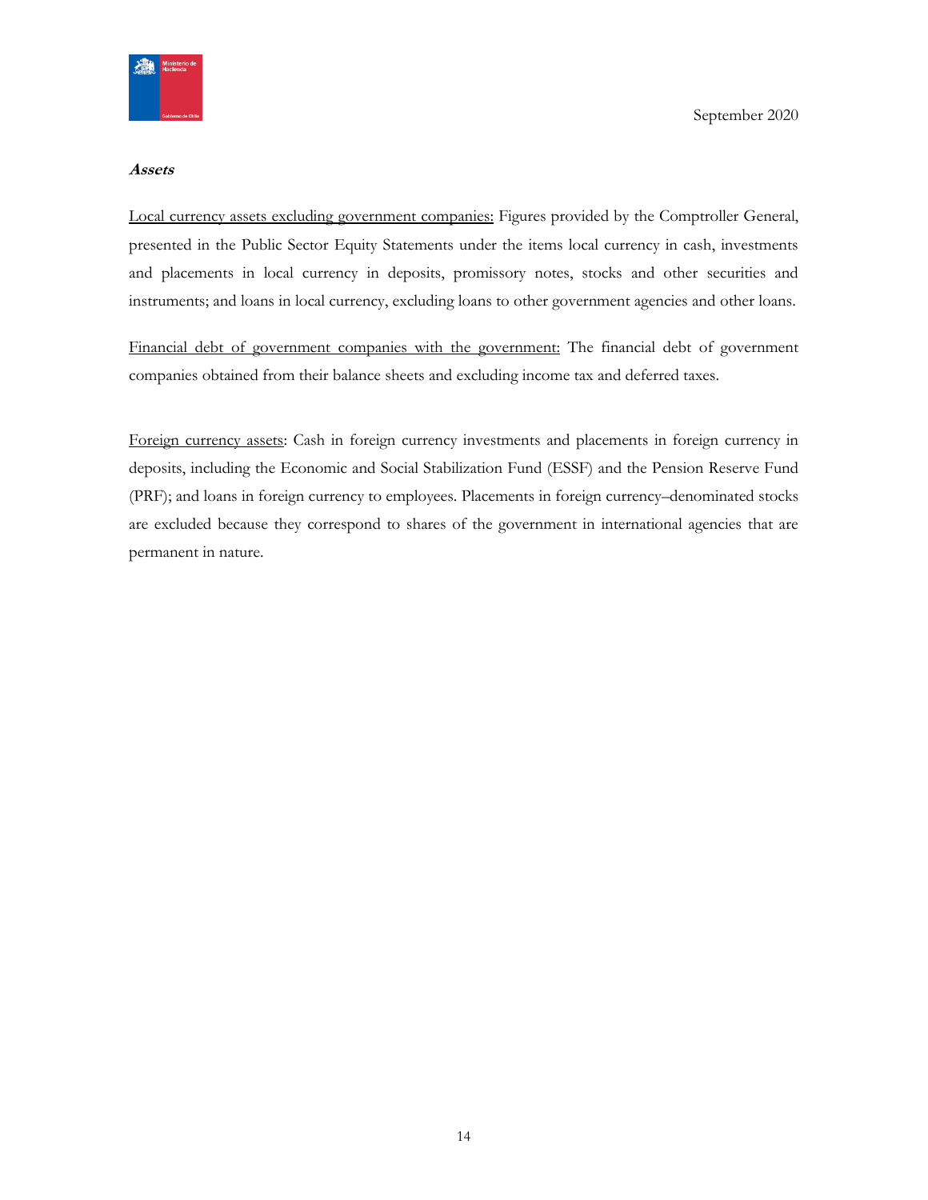***Assets***

Local currency assets excluding government companies: Figures provided by the Comptroller General, presented in the Public Sector Equity Statements under the items local currency in cash, investments and placements in local currency in deposits, promissory notes, stocks and other securities and instruments; and loans in local currency, excluding loans to other government agencies and other loans.

Financial debt of government companies with the government: The financial debt of government companies obtained from their balance sheets and excluding income tax and deferred taxes.

Foreign currency assets: Cash in foreign currency investments and placements in foreign currency in deposits, including the Economic and Social Stabilization Fund (ESSF) and the Pension Reserve Fund (PRF); and loans in foreign currency to employees. Placements in foreign currency–denominated stocks are excluded because they correspond to shares of the government in international agencies that are permanent in nature.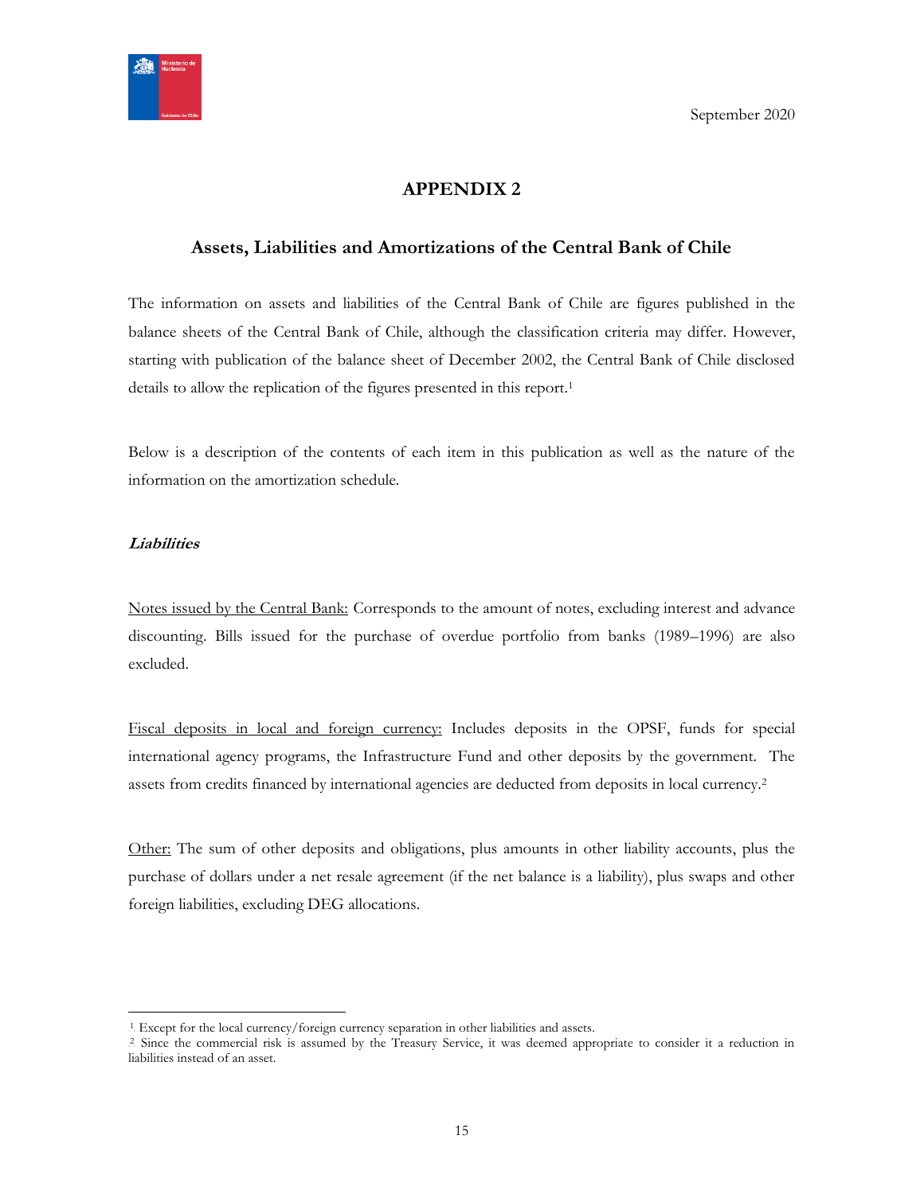# APPENDIX 2

## Assets, Liabilities and Amortizations of the Central Bank of Chile

The information on assets and liabilities of the Central Bank of Chile are figures published in the balance sheets of the Central Bank of Chile, although the classification criteria may differ. However, starting with publication of the balance sheet of December 2002, the Central Bank of Chile disclosed details to allow the replication of the figures presented in this report.[1]

Below is a description of the contents of each item in this publication as well as the nature of the information on the amortization schedule.

***Liabilities***

Notes issued by the Central Bank: Corresponds to the amount of notes, excluding interest and advance discounting. Bills issued for the purchase of overdue portfolio from banks (1989–1996) are also excluded.

Fiscal deposits in local and foreign currency: Includes deposits in the OPSF, funds for special international agency programs, the Infrastructure Fund and other deposits by the government. The assets from credits financed by international agencies are deducted from deposits in local currency.[2]

Other: The sum of other deposits and obligations, plus amounts in other liability accounts, plus the purchase of dollars under a net resale agreement (if the net balance is a liability), plus swaps and other foreign liabilities, excluding DEG allocations.

---

[1] Except for the local currency/foreign currency separation in other liabilities and assets.

[2] Since the commercial risk is assumed by the Treasury Service, it was deemed appropriate to consider it a reduction in liabilities instead of an asset.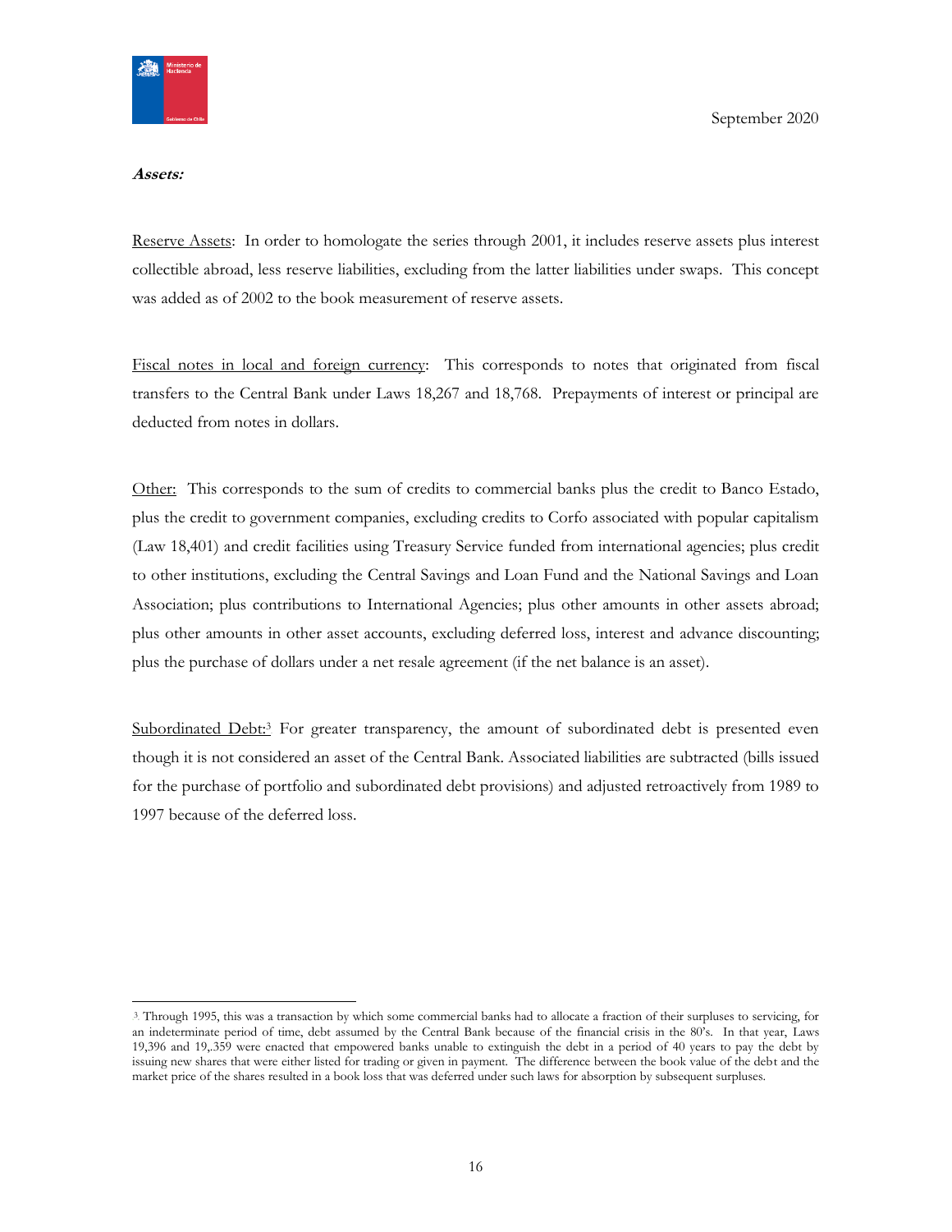***Assets:***

Reserve Assets: In order to homologate the series through 2001, it includes reserve assets plus interest collectible abroad, less reserve liabilities, excluding from the latter liabilities under swaps. This concept was added as of 2002 to the book measurement of reserve assets.

Fiscal notes in local and foreign currency: This corresponds to notes that originated from fiscal transfers to the Central Bank under Laws 18,267 and 18,768. Prepayments of interest or principal are deducted from notes in dollars.

Other: This corresponds to the sum of credits to commercial banks plus the credit to Banco Estado, plus the credit to government companies, excluding credits to Corfo associated with popular capitalism (Law 18,401) and credit facilities using Treasury Service funded from international agencies; plus credit to other institutions, excluding the Central Savings and Loan Fund and the National Savings and Loan Association; plus contributions to International Agencies; plus other amounts in other assets abroad; plus other amounts in other asset accounts, excluding deferred loss, interest and advance discounting; plus the purchase of dollars under a net resale agreement (if the net balance is an asset).

Subordinated Debt:[3] For greater transparency, the amount of subordinated debt is presented even though it is not considered an asset of the Central Bank. Associated liabilities are subtracted (bills issued for the purchase of portfolio and subordinated debt provisions) and adjusted retroactively from 1989 to 1997 because of the deferred loss.

---

[3] Through 1995, this was a transaction by which some commercial banks had to allocate a fraction of their surpluses to servicing, for an indeterminate period of time, debt assumed by the Central Bank because of the financial crisis in the 80's. In that year, Laws 19,396 and 19,.359 were enacted that empowered banks unable to extinguish the debt in a period of 40 years to pay the debt by issuing new shares that were either listed for trading or given in payment. The difference between the book value of the debt and the market price of the shares resulted in a book loss that was deferred under such laws for absorption by subsequent surpluses.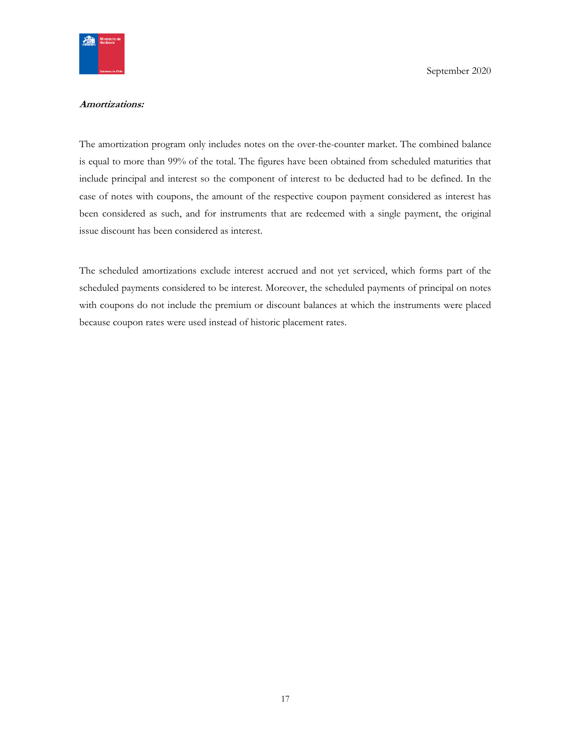***Amortizations:***

The amortization program only includes notes on the over-the-counter market. The combined balance is equal to more than 99% of the total. The figures have been obtained from scheduled maturities that include principal and interest so the component of interest to be deducted had to be defined. In the case of notes with coupons, the amount of the respective coupon payment considered as interest has been considered as such, and for instruments that are redeemed with a single payment, the original issue discount has been considered as interest.

The scheduled amortizations exclude interest accrued and not yet serviced, which forms part of the scheduled payments considered to be interest. Moreover, the scheduled payments of principal on notes with coupons do not include the premium or discount balances at which the instruments were placed because coupon rates were used instead of historic placement rates.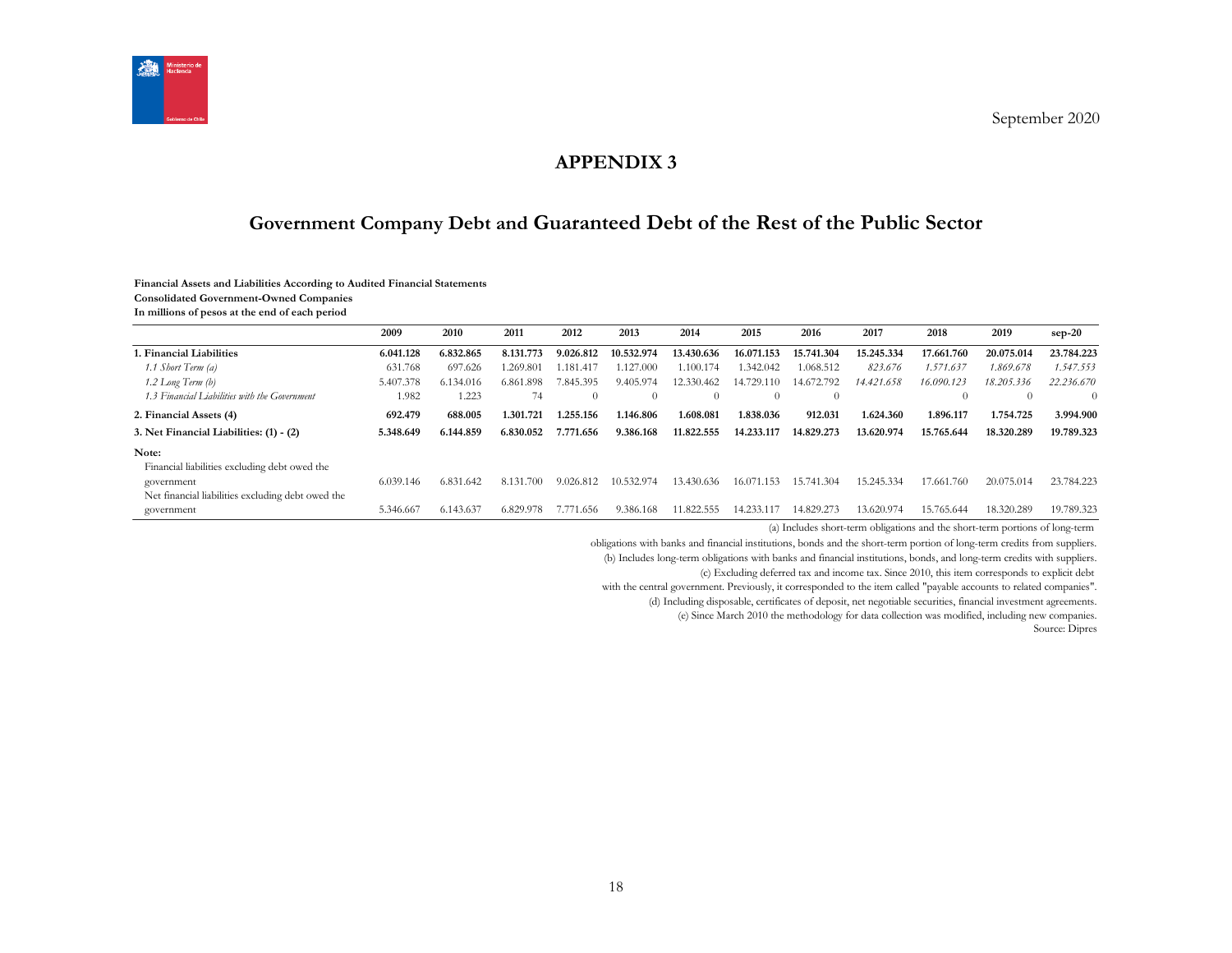September 2020

# APPENDIX 3

## Government Company Debt and Guaranteed Debt of the Rest of the Public Sector

**Financial Assets and Liabilities According to Audited Financial Statements**
**Consolidated Government-Owned Companies**
**In millions of pesos at the end of each period**

| | 2009 | 2010 | 2011 | 2012 | 2013 | 2014 | 2015 | 2016 | 2017 | 2018 | 2019 | sep-20 |
|---|---|---|---|---|---|---|---|---|---|---|---|---|
| **1. Financial Liabilities** | **6.041.128** | **6.832.865** | **8.131.773** | **9.026.812** | **10.532.974** | **13.430.636** | **16.071.153** | **15.741.304** | **15.245.334** | **17.661.760** | **20.075.014** | **23.784.223** |
| *1.1 Short Term (a)* | 631.768 | 697.626 | 1.269.801 | 1.181.417 | 1.127.000 | 1.100.174 | 1.342.042 | 1.068.512 | *823.676* | *1.571.637* | *1.869.678* | *1.547.553* |
| *1.2 Long Term (b)* | 5.407.378 | 6.134.016 | 6.861.898 | 7.845.395 | 9.405.974 | 12.330.462 | 14.729.110 | 14.672.792 | *14.421.658* | *16.090.123* | *18.205.336* | *22.236.670* |
| *1.3 Financial Liabilities with the Government* | 1.982 | 1.223 | 74 | 0 | 0 | 0 | 0 | 0 | | 0 | 0 | 0 |
| **2. Financial Assets (4)** | **692.479** | **688.005** | **1.301.721** | **1.255.156** | **1.146.806** | **1.608.081** | **1.838.036** | **912.031** | **1.624.360** | **1.896.117** | **1.754.725** | **3.994.900** |
| **3. Net Financial Liabilities: (1) - (2)** | **5.348.649** | **6.144.859** | **6.830.052** | **7.771.656** | **9.386.168** | **11.822.555** | **14.233.117** | **14.829.273** | **13.620.974** | **15.765.644** | **18.320.289** | **19.789.323** |
| **Note:** | | | | | | | | | | | | |
| Financial liabilities excluding debt owed the government | 6.039.146 | 6.831.642 | 8.131.700 | 9.026.812 | 10.532.974 | 13.430.636 | 16.071.153 | 15.741.304 | 15.245.334 | 17.661.760 | 20.075.014 | 23.784.223 |
| Net financial liabilities excluding debt owed the government | 5.346.667 | 6.143.637 | 6.829.978 | 7.771.656 | 9.386.168 | 11.822.555 | 14.233.117 | 14.829.273 | 13.620.974 | 15.765.644 | 18.320.289 | 19.789.323 |

(a) Includes short-term obligations and the short-term portions of long-term obligations with banks and financial institutions, bonds and the short-term portion of long-term credits from suppliers.
(b) Includes long-term obligations with banks and financial institutions, bonds, and long-term credits with suppliers.
(c) Excluding deferred tax and income tax. Since 2010, this item corresponds to explicit debt with the central government. Previously, it corresponded to the item called "payable accounts to related companies".
(d) Including disposable, certificates of deposit, net negotiable securities, financial investment agreements.
(e) Since March 2010 the methodology for data collection was modified, including new companies.
Source: Dipres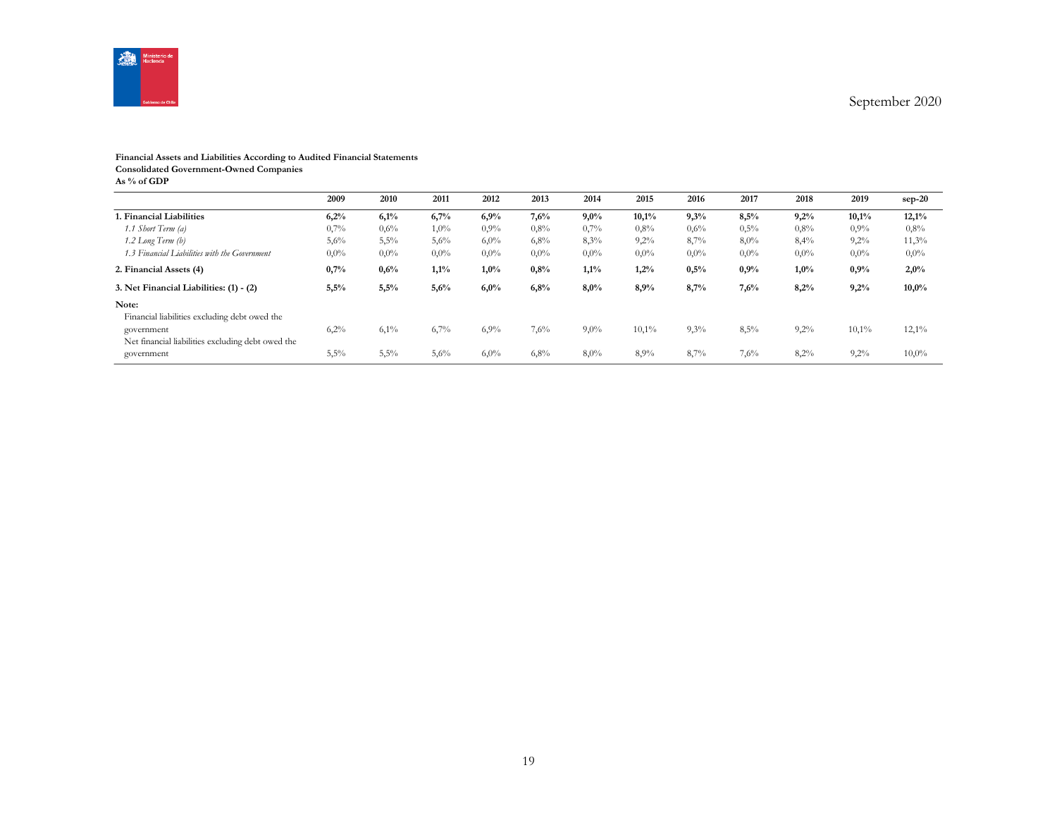September 2020

**Financial Assets and Liabilities According to Audited Financial Statements**
**Consolidated Government-Owned Companies**
**As % of GDP**

| | 2009 | 2010 | 2011 | 2012 | 2013 | 2014 | 2015 | 2016 | 2017 | 2018 | 2019 | sep-20 |
|---|---|---|---|---|---|---|---|---|---|---|---|---|
| **1. Financial Liabilities** | **6,2%** | **6,1%** | **6,7%** | **6,9%** | **7,6%** | **9,0%** | **10,1%** | **9,3%** | **8,5%** | **9,2%** | **10,1%** | **12,1%** |
| *1.1 Short Term (a)* | 0,7% | 0,6% | 1,0% | 0,9% | 0,8% | 0,7% | 0,8% | 0,6% | 0,5% | 0,8% | 0,9% | 0,8% |
| *1.2 Long Term (b)* | 5,6% | 5,5% | 5,6% | 6,0% | 6,8% | 8,3% | 9,2% | 8,7% | 8,0% | 8,4% | 9,2% | 11,3% |
| *1.3 Financial Liabilities with the Government* | 0,0% | 0,0% | 0,0% | 0,0% | 0,0% | 0,0% | 0,0% | 0,0% | 0,0% | 0,0% | 0,0% | 0,0% |
| **2. Financial Assets (4)** | **0,7%** | **0,6%** | **1,1%** | **1,0%** | **0,8%** | **1,1%** | **1,2%** | **0,5%** | **0,9%** | **1,0%** | **0,9%** | **2,0%** |
| **3. Net Financial Liabilities: (1) - (2)** | **5,5%** | **5,5%** | **5,6%** | **6,0%** | **6,8%** | **8,0%** | **8,9%** | **8,7%** | **7,6%** | **8,2%** | **9,2%** | **10,0%** |
| **Note:** | | | | | | | | | | | | |
| Financial liabilities excluding debt owed the government | 6,2% | 6,1% | 6,7% | 6,9% | 7,6% | 9,0% | 10,1% | 9,3% | 8,5% | 9,2% | 10,1% | 12,1% |
| Net financial liabilities excluding debt owed the government | 5,5% | 5,5% | 5,6% | 6,0% | 6,8% | 8,0% | 8,9% | 8,7% | 7,6% | 8,2% | 9,2% | 10,0% |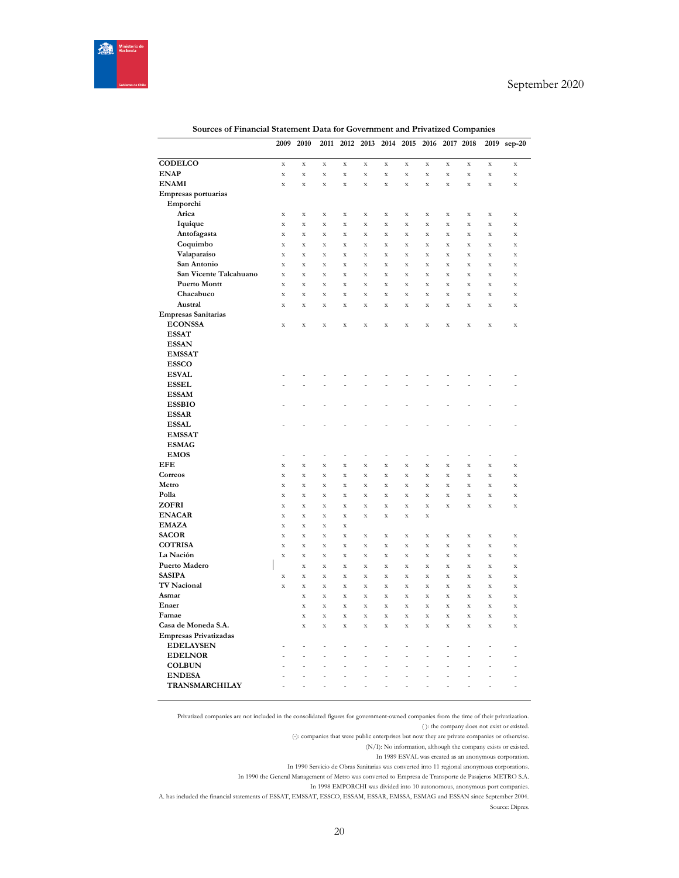**Sources of Financial Statement Data for Government and Privatized Companies**

| | 2009 | 2010 | 2011 | 2012 | 2013 | 2014 | 2015 | 2016 | 2017 | 2018 | 2019 | sep-20 |
|---|---|---|---|---|---|---|---|---|---|---|---|---|
| **CODELCO** | x | x | x | x | x | x | x | x | x | x | x | x |
| **ENAP** | x | x | x | x | x | x | x | x | x | x | x | x |
| **ENAMI** | x | x | x | x | x | x | x | x | x | x | x | x |
| **Empresas portuarias** | | | | | | | | | | | | |
| **Emporchi** | | | | | | | | | | | | |
| **Arica** | x | x | x | x | x | x | x | x | x | x | x | x |
| **Iquique** | x | x | x | x | x | x | x | x | x | x | x | x |
| **Antofagasta** | x | x | x | x | x | x | x | x | x | x | x | x |
| **Coquimbo** | x | x | x | x | x | x | x | x | x | x | x | x |
| **Valaparaíso** | x | x | x | x | x | x | x | x | x | x | x | x |
| **San Antonio** | x | x | x | x | x | x | x | x | x | x | x | x |
| **San Vicente Talcahuano** | x | x | x | x | x | x | x | x | x | x | x | x |
| **Puerto Montt** | x | x | x | x | x | x | x | x | x | x | x | x |
| **Chacabuco** | x | x | x | x | x | x | x | x | x | x | x | x |
| **Austral** | x | x | x | x | x | x | x | x | x | x | x | x |
| **Empresas Sanitarias** | | | | | | | | | | | | |
| **ECONSSA** | x | x | x | x | x | x | x | x | x | x | x | x |
| **ESSAT** | | | | | | | | | | | | |
| **ESSAN** | | | | | | | | | | | | |
| **EMSSAT** | | | | | | | | | | | | |
| **ESSCO** | | | | | | | | | | | | |
| **ESVAL** | - | - | - | - | - | - | - | - | - | - | - | - |
| **ESSEL** | - | - | - | - | - | - | - | - | - | - | - | - |
| **ESSAM** | | | | | | | | | | | | |
| **ESSBIO** | - | - | - | - | - | - | - | - | - | - | - | - |
| **ESSAR** | | | | | | | | | | | | |
| **ESSAL** | - | - | - | - | - | - | - | - | - | - | - | - |
| **EMSSAT** | | | | | | | | | | | | |
| **ESMAG** | | | | | | | | | | | | |
| **EMOS** | - | - | - | - | - | - | - | - | - | - | - | - |
| **EFE** | x | x | x | x | x | x | x | x | x | x | x | x |
| **Correos** | x | x | x | x | x | x | x | x | x | x | x | x |
| **Metro** | x | x | x | x | x | x | x | x | x | x | x | x |
| **Polla** | x | x | x | x | x | x | x | x | x | x | x | x |
| **ZOFRI** | x | x | x | x | x | x | x | x | x | x | x | x |
| **ENACAR** | x | x | x | x | x | x | x | x | | | | |
| **EMAZA** | x | x | x | x | | | | | | | | |
| **SACOR** | x | x | x | x | x | x | x | x | x | x | x | x |
| **COTRISA** | x | x | x | x | x | x | x | x | x | x | x | x |
| **La Nación** | x | x | x | x | x | x | x | x | x | x | x | x |
| **Puerto Madero** | | x | x | x | x | x | x | x | x | x | x | x |
| **SASIPA** | x | x | x | x | x | x | x | x | x | x | x | x |
| **TV Nacional** | x | x | x | x | x | x | x | x | x | x | x | x |
| **Asmar** | | x | x | x | x | x | x | x | x | x | x | x |
| **Enaer** | | x | x | x | x | x | x | x | x | x | x | x |
| **Famae** | | x | x | x | x | x | x | x | x | x | x | x |
| **Casa de Moneda S.A.** | | x | x | x | x | x | x | x | x | x | x | x |
| **Empresas Privatizadas** | | | | | | | | | | | | |
| **EDELAYSEN** | - | - | - | - | - | - | - | - | - | - | - | - |
| **EDELNOR** | - | - | - | - | - | - | - | - | - | - | - | - |
| **COLBUN** | - | - | - | - | - | - | - | - | - | - | - | - |
| **ENDESA** | - | - | - | - | - | - | - | - | - | - | - | - |
| **TRANSMARCHILAY** | - | - | - | - | - | - | - | - | - | - | - | - |

Privatized companies are not included in the consolidated figures for government-owned companies from the time of their privatization.

( ): the company does not exist or existed.

(-): companies that were public enterprises but now they are private companies or otherwise.

(N/I): No information, although the company exists or existed.

In 1989 ESVAL was created as an anonymous corporation.

In 1990 Servicio de Obras Sanitarias was converted into 11 regional anonymous corporations.

In 1990 the General Management of Metro was converted to Empresa de Transporte de Pasajeros METRO S.A.

In 1998 EMPORCHI was divided into 10 autonomous, anonymous port companies.

A. has included the financial statements of ESSAT, EMSSAT, ESSCO, ESSAM, ESSAR, EMSSA, ESMAG and ESSAN since September 2004.

Source: Dipres.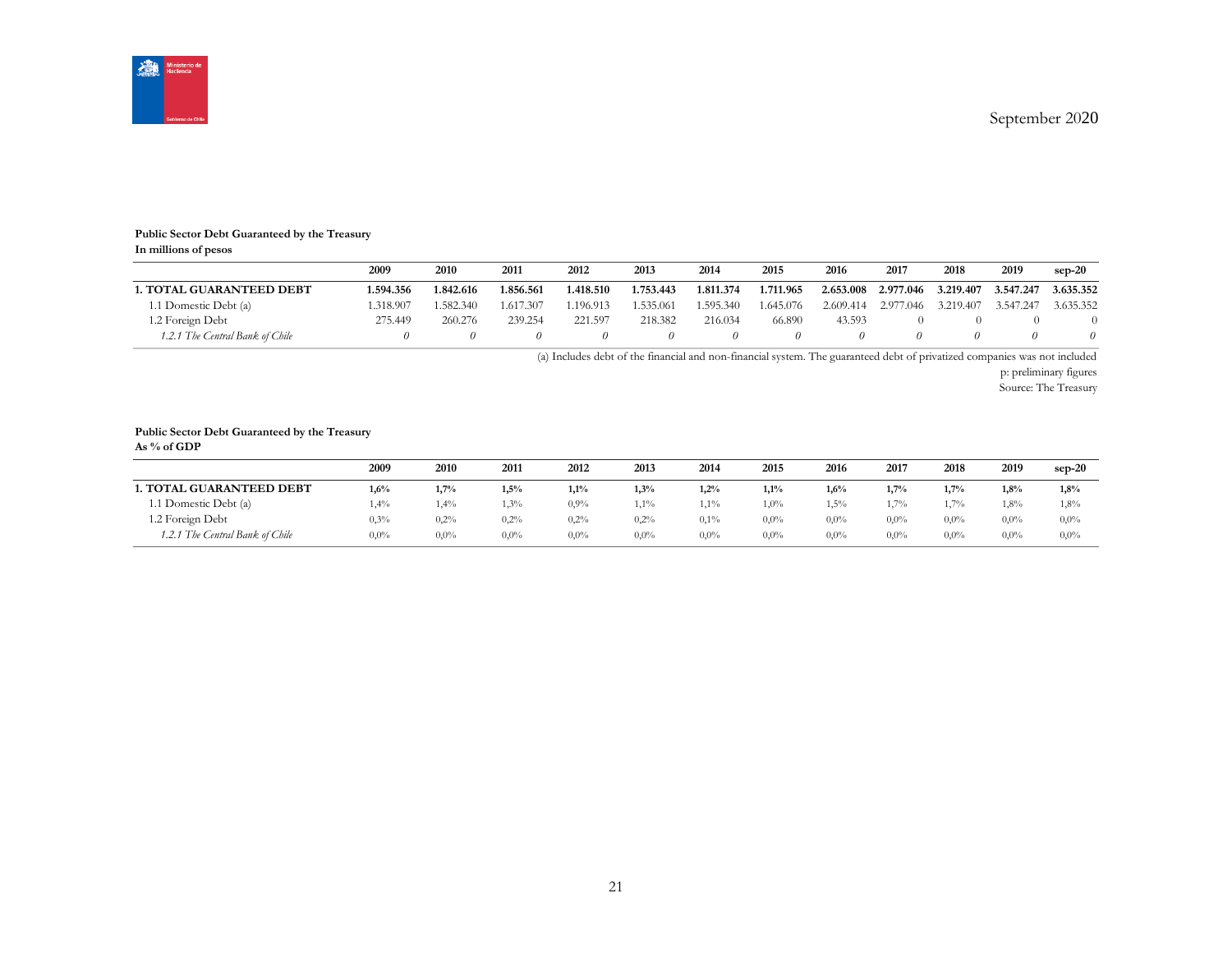September 2020

**Public Sector Debt Guaranteed by the Treasury**
**In millions of pesos**

| | 2009 | 2010 | 2011 | 2012 | 2013 | 2014 | 2015 | 2016 | 2017 | 2018 | 2019 | sep-20 |
|---|---|---|---|---|---|---|---|---|---|---|---|---|
| **1. TOTAL GUARANTEED DEBT** | **1.594.356** | **1.842.616** | **1.856.561** | **1.418.510** | **1.753.443** | **1.811.374** | **1.711.965** | **2.653.008** | **2.977.046** | **3.219.407** | **3.547.247** | **3.635.352** |
| 1.1 Domestic Debt (a) | 1.318.907 | 1.582.340 | 1.617.307 | 1.196.913 | 1.535.061 | 1.595.340 | 1.645.076 | 2.609.414 | 2.977.046 | 3.219.407 | 3.547.247 | 3.635.352 |
| 1.2 Foreign Debt | 275.449 | 260.276 | 239.254 | 221.597 | 218.382 | 216.034 | 66.890 | 43.593 | 0 | 0 | 0 | 0 |
| *1.2.1 The Central Bank of Chile* | *0* | *0* | *0* | *0* | *0* | *0* | *0* | *0* | *0* | *0* | *0* | *0* |

(a) Includes debt of the financial and non-financial system. The guaranteed debt of privatized companies was not included

p: preliminary figures

Source: The Treasury

**Public Sector Debt Guaranteed by the Treasury**
**As % of GDP**

| | 2009 | 2010 | 2011 | 2012 | 2013 | 2014 | 2015 | 2016 | 2017 | 2018 | 2019 | sep-20 |
|---|---|---|---|---|---|---|---|---|---|---|---|---|
| **1. TOTAL GUARANTEED DEBT** | **1,6%** | **1,7%** | **1,5%** | **1,1%** | **1,3%** | **1,2%** | **1,1%** | **1,6%** | **1,7%** | **1,7%** | **1,8%** | **1,8%** |
| 1.1 Domestic Debt (a) | 1,4% | 1,4% | 1,3% | 0,9% | 1,1% | 1,1% | 1,0% | 1,5% | 1,7% | 1,7% | 1,8% | 1,8% |
| 1.2 Foreign Debt | 0,3% | 0,2% | 0,2% | 0,2% | 0,2% | 0,1% | 0,0% | 0,0% | 0,0% | 0,0% | 0,0% | 0,0% |
| *1.2.1 The Central Bank of Chile* | 0,0% | 0,0% | 0,0% | 0,0% | 0,0% | 0,0% | 0,0% | 0,0% | 0,0% | 0,0% | 0,0% | 0,0% |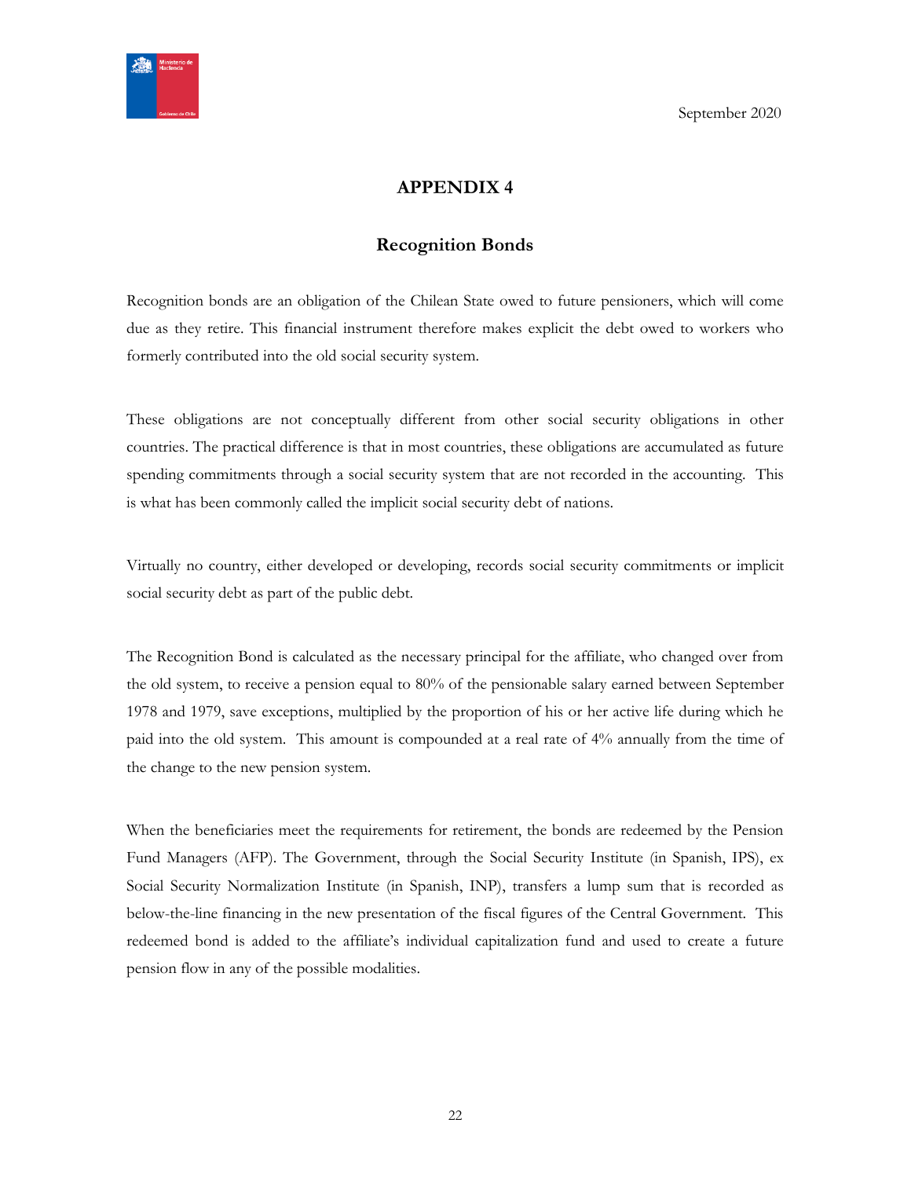# APPENDIX 4

## Recognition Bonds

Recognition bonds are an obligation of the Chilean State owed to future pensioners, which will come due as they retire. This financial instrument therefore makes explicit the debt owed to workers who formerly contributed into the old social security system.

These obligations are not conceptually different from other social security obligations in other countries. The practical difference is that in most countries, these obligations are accumulated as future spending commitments through a social security system that are not recorded in the accounting. This is what has been commonly called the implicit social security debt of nations.

Virtually no country, either developed or developing, records social security commitments or implicit social security debt as part of the public debt.

The Recognition Bond is calculated as the necessary principal for the affiliate, who changed over from the old system, to receive a pension equal to 80% of the pensionable salary earned between September 1978 and 1979, save exceptions, multiplied by the proportion of his or her active life during which he paid into the old system. This amount is compounded at a real rate of 4% annually from the time of the change to the new pension system.

When the beneficiaries meet the requirements for retirement, the bonds are redeemed by the Pension Fund Managers (AFP). The Government, through the Social Security Institute (in Spanish, IPS), ex Social Security Normalization Institute (in Spanish, INP), transfers a lump sum that is recorded as below-the-line financing in the new presentation of the fiscal figures of the Central Government. This redeemed bond is added to the affiliate's individual capitalization fund and used to create a future pension flow in any of the possible modalities.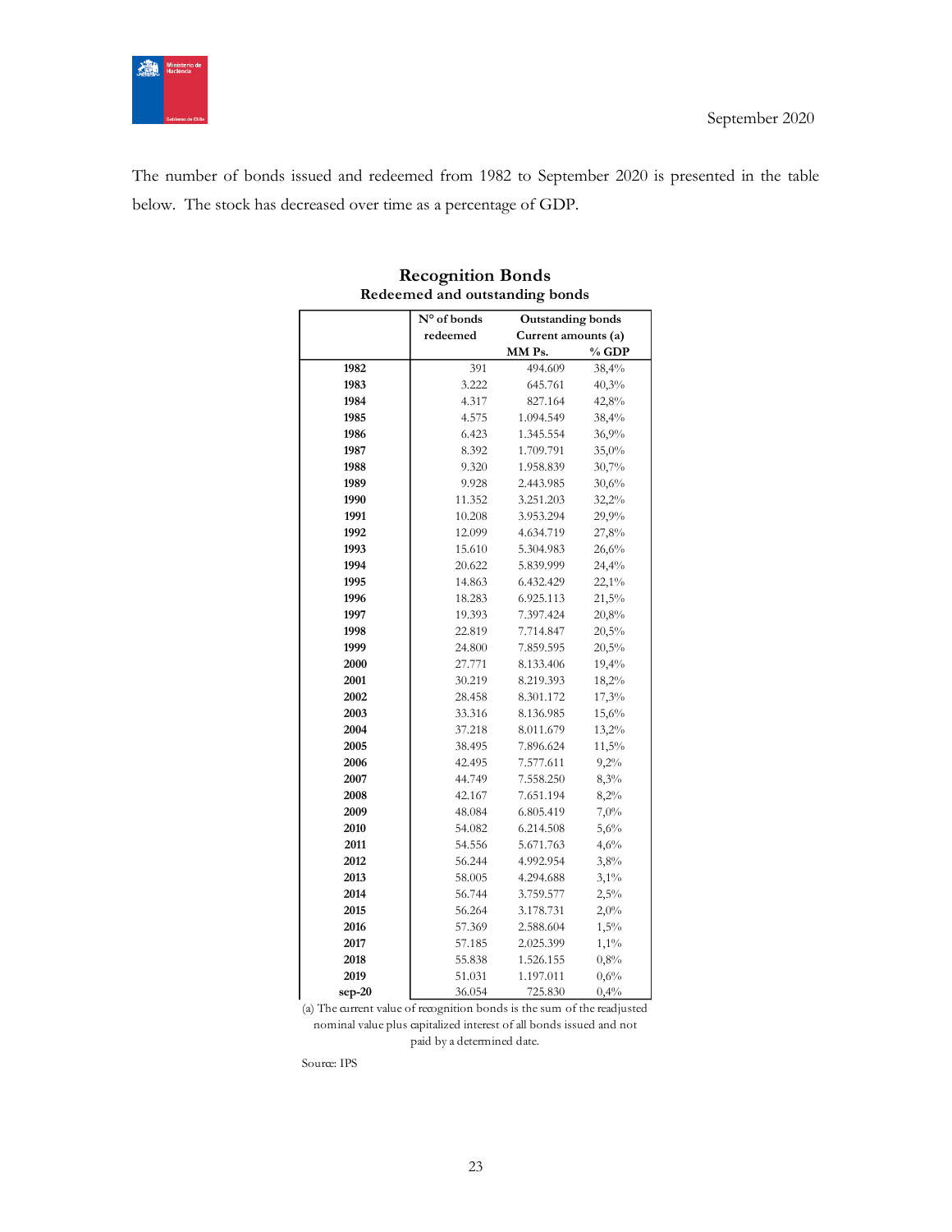The number of bonds issued and redeemed from 1982 to September 2020 is presented in the table below. The stock has decreased over time as a percentage of GDP.

**Recognition Bonds**
**Redeemed and outstanding bonds**

| | N° of bonds redeemed | Outstanding bonds Current amounts (a) | |
|---|---|---|---|
| | | MM Ps. | % GDP |
| 1982 | 391 | 494.609 | 38,4% |
| 1983 | 3.222 | 645.761 | 40,3% |
| 1984 | 4.317 | 827.164 | 42,8% |
| 1985 | 4.575 | 1.094.549 | 38,4% |
| 1986 | 6.423 | 1.345.554 | 36,9% |
| 1987 | 8.392 | 1.709.791 | 35,0% |
| 1988 | 9.320 | 1.958.839 | 30,7% |
| 1989 | 9.928 | 2.443.985 | 30,6% |
| 1990 | 11.352 | 3.251.203 | 32,2% |
| 1991 | 10.208 | 3.953.294 | 29,9% |
| 1992 | 12.099 | 4.634.719 | 27,8% |
| 1993 | 15.610 | 5.304.983 | 26,6% |
| 1994 | 20.622 | 5.839.999 | 24,4% |
| 1995 | 14.863 | 6.432.429 | 22,1% |
| 1996 | 18.283 | 6.925.113 | 21,5% |
| 1997 | 19.393 | 7.397.424 | 20,8% |
| 1998 | 22.819 | 7.714.847 | 20,5% |
| 1999 | 24.800 | 7.859.595 | 20,5% |
| 2000 | 27.771 | 8.133.406 | 19,4% |
| 2001 | 30.219 | 8.219.393 | 18,2% |
| 2002 | 28.458 | 8.301.172 | 17,3% |
| 2003 | 33.316 | 8.136.985 | 15,6% |
| 2004 | 37.218 | 8.011.679 | 13,2% |
| 2005 | 38.495 | 7.896.624 | 11,5% |
| 2006 | 42.495 | 7.577.611 | 9,2% |
| 2007 | 44.749 | 7.558.250 | 8,3% |
| 2008 | 42.167 | 7.651.194 | 8,2% |
| 2009 | 48.084 | 6.805.419 | 7,0% |
| 2010 | 54.082 | 6.214.508 | 5,6% |
| 2011 | 54.556 | 5.671.763 | 4,6% |
| 2012 | 56.244 | 4.992.954 | 3,8% |
| 2013 | 58.005 | 4.294.688 | 3,1% |
| 2014 | 56.744 | 3.759.577 | 2,5% |
| 2015 | 56.264 | 3.178.731 | 2,0% |
| 2016 | 57.369 | 2.588.604 | 1,5% |
| 2017 | 57.185 | 2.025.399 | 1,1% |
| 2018 | 55.838 | 1.526.155 | 0,8% |
| 2019 | 51.031 | 1.197.011 | 0,6% |
| sep-20 | 36.054 | 725.830 | 0,4% |

(a) The current value of recognition bonds is the sum of the readjusted nominal value plus capitalized interest of all bonds issued and not paid by a determined date.

Source: IPS